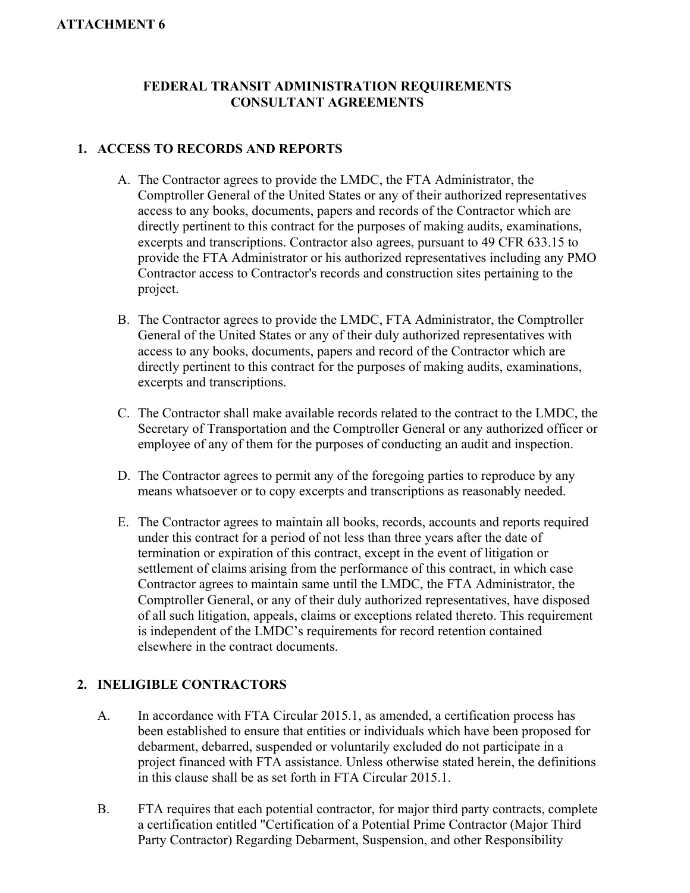**ATTACHMENT 6**

# FEDERAL TRANSIT ADMINISTRATION REQUIREMENTS CONSULTANT AGREEMENTS

## 1. ACCESS TO RECORDS AND REPORTS

A. The Contractor agrees to provide the LMDC, the FTA Administrator, the Comptroller General of the United States or any of their authorized representatives access to any books, documents, papers and records of the Contractor which are directly pertinent to this contract for the purposes of making audits, examinations, excerpts and transcriptions. Contractor also agrees, pursuant to 49 CFR 633.15 to provide the FTA Administrator or his authorized representatives including any PMO Contractor access to Contractor's records and construction sites pertaining to the project.

B. The Contractor agrees to provide the LMDC, FTA Administrator, the Comptroller General of the United States or any of their duly authorized representatives with access to any books, documents, papers and record of the Contractor which are directly pertinent to this contract for the purposes of making audits, examinations, excerpts and transcriptions.

C. The Contractor shall make available records related to the contract to the LMDC, the Secretary of Transportation and the Comptroller General or any authorized officer or employee of any of them for the purposes of conducting an audit and inspection.

D. The Contractor agrees to permit any of the foregoing parties to reproduce by any means whatsoever or to copy excerpts and transcriptions as reasonably needed.

E. The Contractor agrees to maintain all books, records, accounts and reports required under this contract for a period of not less than three years after the date of termination or expiration of this contract, except in the event of litigation or settlement of claims arising from the performance of this contract, in which case Contractor agrees to maintain same until the LMDC, the FTA Administrator, the Comptroller General, or any of their duly authorized representatives, have disposed of all such litigation, appeals, claims or exceptions related thereto. This requirement is independent of the LMDC's requirements for record retention contained elsewhere in the contract documents.

## 2. INELIGIBLE CONTRACTORS

A. In accordance with FTA Circular 2015.1, as amended, a certification process has been established to ensure that entities or individuals which have been proposed for debarment, debarred, suspended or voluntarily excluded do not participate in a project financed with FTA assistance. Unless otherwise stated herein, the definitions in this clause shall be as set forth in FTA Circular 2015.1.

B. FTA requires that each potential contractor, for major third party contracts, complete a certification entitled "Certification of a Potential Prime Contractor (Major Third Party Contractor) Regarding Debarment, Suspension, and other Responsibility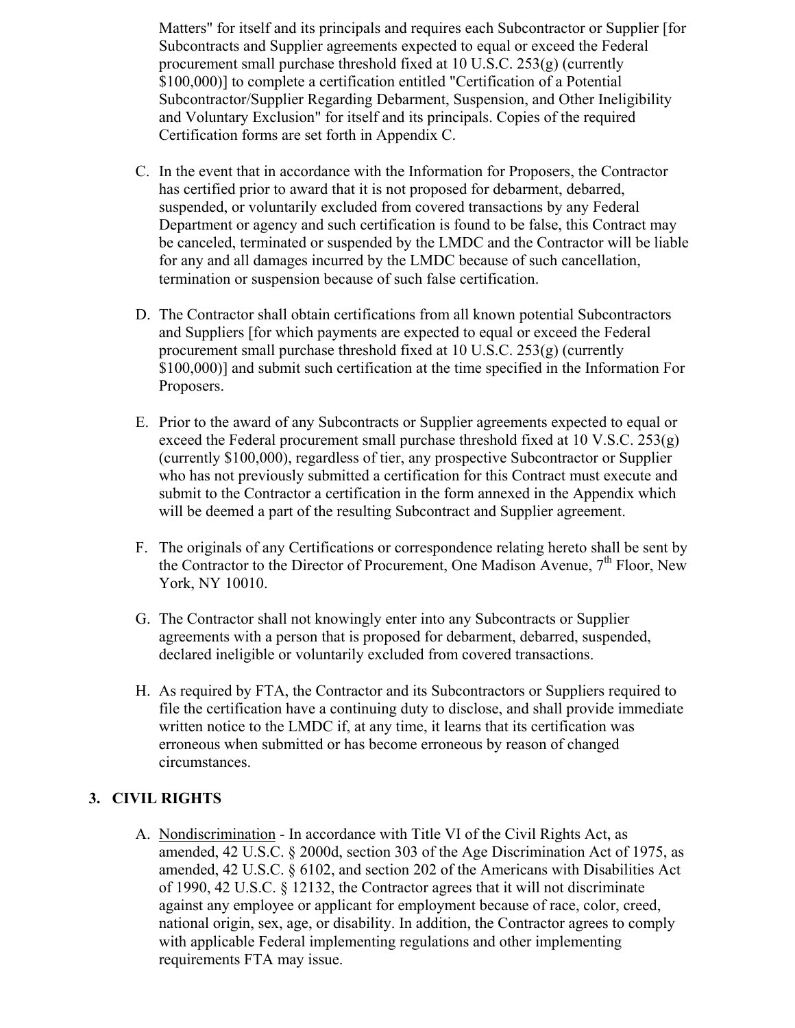Matters" for itself and its principals and requires each Subcontractor or Supplier [for Subcontracts and Supplier agreements expected to equal or exceed the Federal procurement small purchase threshold fixed at 10 U.S.C. 253(g) (currently $100,000)] to complete a certification entitled "Certification of a Potential Subcontractor/Supplier Regarding Debarment, Suspension, and Other Ineligibility and Voluntary Exclusion" for itself and its principals. Copies of the required Certification forms are set forth in Appendix C.

C. In the event that in accordance with the Information for Proposers, the Contractor has certified prior to award that it is not proposed for debarment, debarred, suspended, or voluntarily excluded from covered transactions by any Federal Department or agency and such certification is found to be false, this Contract may be canceled, terminated or suspended by the LMDC and the Contractor will be liable for any and all damages incurred by the LMDC because of such cancellation, termination or suspension because of such false certification.

D. The Contractor shall obtain certifications from all known potential Subcontractors and Suppliers [for which payments are expected to equal or exceed the Federal procurement small purchase threshold fixed at 10 U.S.C. 253(g) (currently $100,000)] and submit such certification at the time specified in the Information For Proposers.

E. Prior to the award of any Subcontracts or Supplier agreements expected to equal or exceed the Federal procurement small purchase threshold fixed at 10 V.S.C. 253(g) (currently $100,000), regardless of tier, any prospective Subcontractor or Supplier who has not previously submitted a certification for this Contract must execute and submit to the Contractor a certification in the form annexed in the Appendix which will be deemed a part of the resulting Subcontract and Supplier agreement.

F. The originals of any Certifications or correspondence relating hereto shall be sent by the Contractor to the Director of Procurement, One Madison Avenue, 7th Floor, New York, NY 10010.

G. The Contractor shall not knowingly enter into any Subcontracts or Supplier agreements with a person that is proposed for debarment, debarred, suspended, declared ineligible or voluntarily excluded from covered transactions.

H. As required by FTA, the Contractor and its Subcontractors or Suppliers required to file the certification have a continuing duty to disclose, and shall provide immediate written notice to the LMDC if, at any time, it learns that its certification was erroneous when submitted or has become erroneous by reason of changed circumstances.

## 3. CIVIL RIGHTS

A. Nondiscrimination - In accordance with Title VI of the Civil Rights Act, as amended, 42 U.S.C. § 2000d, section 303 of the Age Discrimination Act of 1975, as amended, 42 U.S.C. § 6102, and section 202 of the Americans with Disabilities Act of 1990, 42 U.S.C. § 12132, the Contractor agrees that it will not discriminate against any employee or applicant for employment because of race, color, creed, national origin, sex, age, or disability. In addition, the Contractor agrees to comply with applicable Federal implementing regulations and other implementing requirements FTA may issue.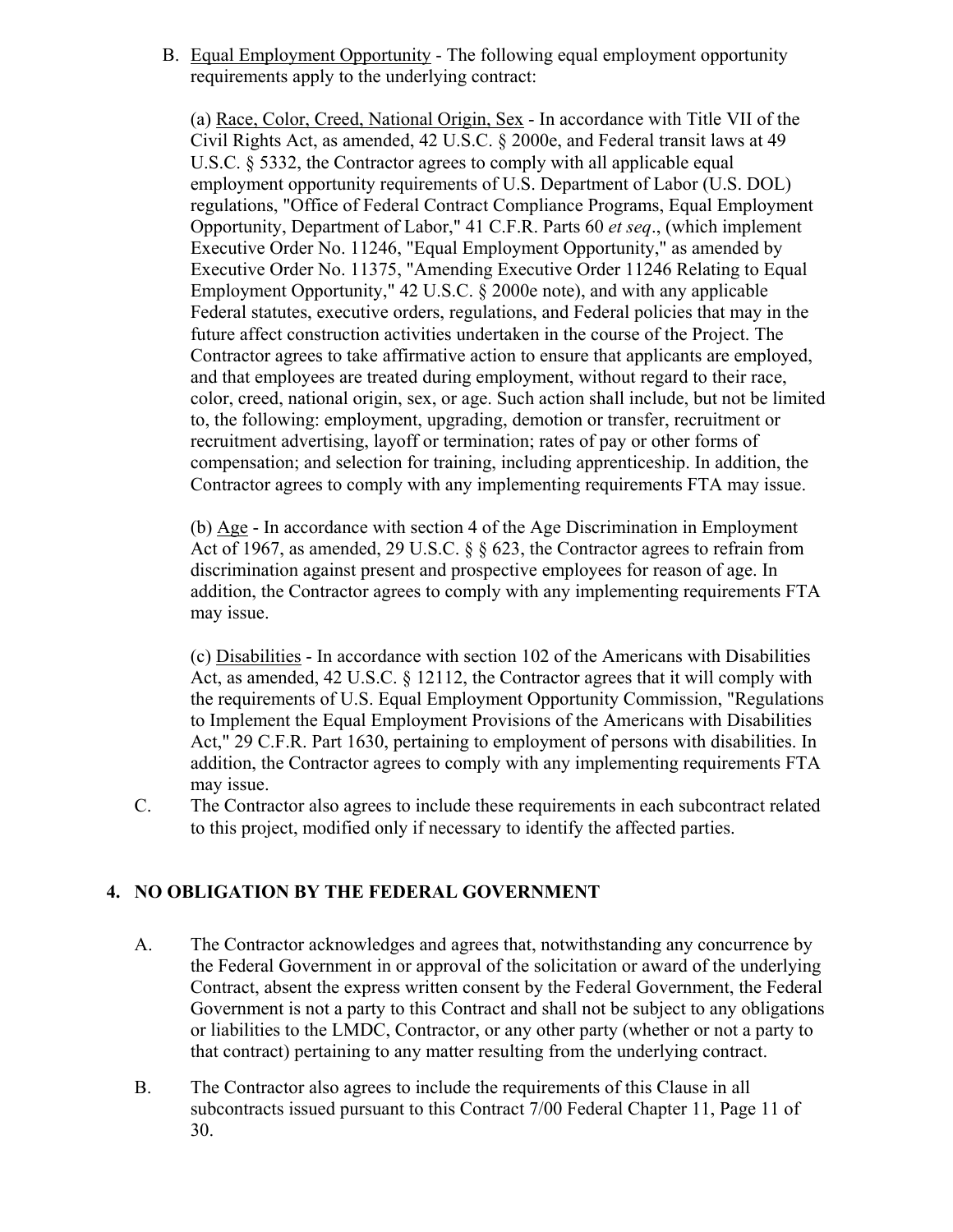B. Equal Employment Opportunity - The following equal employment opportunity requirements apply to the underlying contract:

(a) Race, Color, Creed, National Origin, Sex - In accordance with Title VII of the Civil Rights Act, as amended, 42 U.S.C. § 2000e, and Federal transit laws at 49 U.S.C. § 5332, the Contractor agrees to comply with all applicable equal employment opportunity requirements of U.S. Department of Labor (U.S. DOL) regulations, "Office of Federal Contract Compliance Programs, Equal Employment Opportunity, Department of Labor," 41 C.F.R. Parts 60 *et seq*., (which implement Executive Order No. 11246, "Equal Employment Opportunity," as amended by Executive Order No. 11375, "Amending Executive Order 11246 Relating to Equal Employment Opportunity," 42 U.S.C. § 2000e note), and with any applicable Federal statutes, executive orders, regulations, and Federal policies that may in the future affect construction activities undertaken in the course of the Project. The Contractor agrees to take affirmative action to ensure that applicants are employed, and that employees are treated during employment, without regard to their race, color, creed, national origin, sex, or age. Such action shall include, but not be limited to, the following: employment, upgrading, demotion or transfer, recruitment or recruitment advertising, layoff or termination; rates of pay or other forms of compensation; and selection for training, including apprenticeship. In addition, the Contractor agrees to comply with any implementing requirements FTA may issue.

(b) Age - In accordance with section 4 of the Age Discrimination in Employment Act of 1967, as amended, 29 U.S.C. § § 623, the Contractor agrees to refrain from discrimination against present and prospective employees for reason of age. In addition, the Contractor agrees to comply with any implementing requirements FTA may issue.

(c) Disabilities - In accordance with section 102 of the Americans with Disabilities Act, as amended, 42 U.S.C. § 12112, the Contractor agrees that it will comply with the requirements of U.S. Equal Employment Opportunity Commission, "Regulations to Implement the Equal Employment Provisions of the Americans with Disabilities Act," 29 C.F.R. Part 1630, pertaining to employment of persons with disabilities. In addition, the Contractor agrees to comply with any implementing requirements FTA may issue.

C. The Contractor also agrees to include these requirements in each subcontract related to this project, modified only if necessary to identify the affected parties.

## 4. NO OBLIGATION BY THE FEDERAL GOVERNMENT

A. The Contractor acknowledges and agrees that, notwithstanding any concurrence by the Federal Government in or approval of the solicitation or award of the underlying Contract, absent the express written consent by the Federal Government, the Federal Government is not a party to this Contract and shall not be subject to any obligations or liabilities to the LMDC, Contractor, or any other party (whether or not a party to that contract) pertaining to any matter resulting from the underlying contract.

B. The Contractor also agrees to include the requirements of this Clause in all subcontracts issued pursuant to this Contract 7/00 Federal Chapter 11, Page 11 of 30.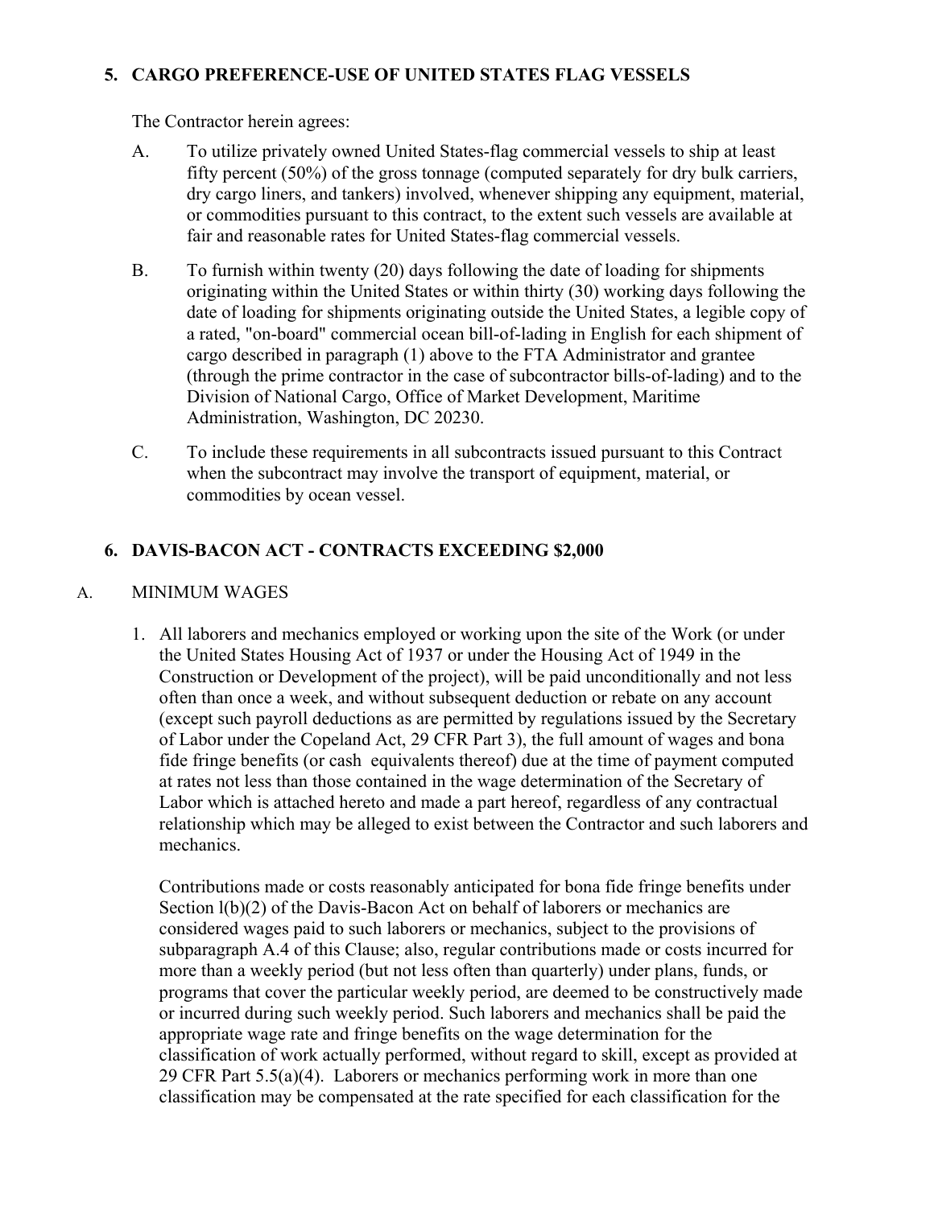## 5. CARGO PREFERENCE-USE OF UNITED STATES FLAG VESSELS

The Contractor herein agrees:

A. To utilize privately owned United States-flag commercial vessels to ship at least fifty percent (50%) of the gross tonnage (computed separately for dry bulk carriers, dry cargo liners, and tankers) involved, whenever shipping any equipment, material, or commodities pursuant to this contract, to the extent such vessels are available at fair and reasonable rates for United States-flag commercial vessels.

B. To furnish within twenty (20) days following the date of loading for shipments originating within the United States or within thirty (30) working days following the date of loading for shipments originating outside the United States, a legible copy of a rated, "on-board" commercial ocean bill-of-lading in English for each shipment of cargo described in paragraph (1) above to the FTA Administrator and grantee (through the prime contractor in the case of subcontractor bills-of-lading) and to the Division of National Cargo, Office of Market Development, Maritime Administration, Washington, DC 20230.

C. To include these requirements in all subcontracts issued pursuant to this Contract when the subcontract may involve the transport of equipment, material, or commodities by ocean vessel.

## 6. DAVIS-BACON ACT - CONTRACTS EXCEEDING $2,000

A. MINIMUM WAGES

1. All laborers and mechanics employed or working upon the site of the Work (or under the United States Housing Act of 1937 or under the Housing Act of 1949 in the Construction or Development of the project), will be paid unconditionally and not less often than once a week, and without subsequent deduction or rebate on any account (except such payroll deductions as are permitted by regulations issued by the Secretary of Labor under the Copeland Act, 29 CFR Part 3), the full amount of wages and bona fide fringe benefits (or cash equivalents thereof) due at the time of payment computed at rates not less than those contained in the wage determination of the Secretary of Labor which is attached hereto and made a part hereof, regardless of any contractual relationship which may be alleged to exist between the Contractor and such laborers and mechanics.

   Contributions made or costs reasonably anticipated for bona fide fringe benefits under Section l(b)(2) of the Davis-Bacon Act on behalf of laborers or mechanics are considered wages paid to such laborers or mechanics, subject to the provisions of subparagraph A.4 of this Clause; also, regular contributions made or costs incurred for more than a weekly period (but not less often than quarterly) under plans, funds, or programs that cover the particular weekly period, are deemed to be constructively made or incurred during such weekly period. Such laborers and mechanics shall be paid the appropriate wage rate and fringe benefits on the wage determination for the classification of work actually performed, without regard to skill, except as provided at 29 CFR Part 5.5(a)(4). Laborers or mechanics performing work in more than one classification may be compensated at the rate specified for each classification for the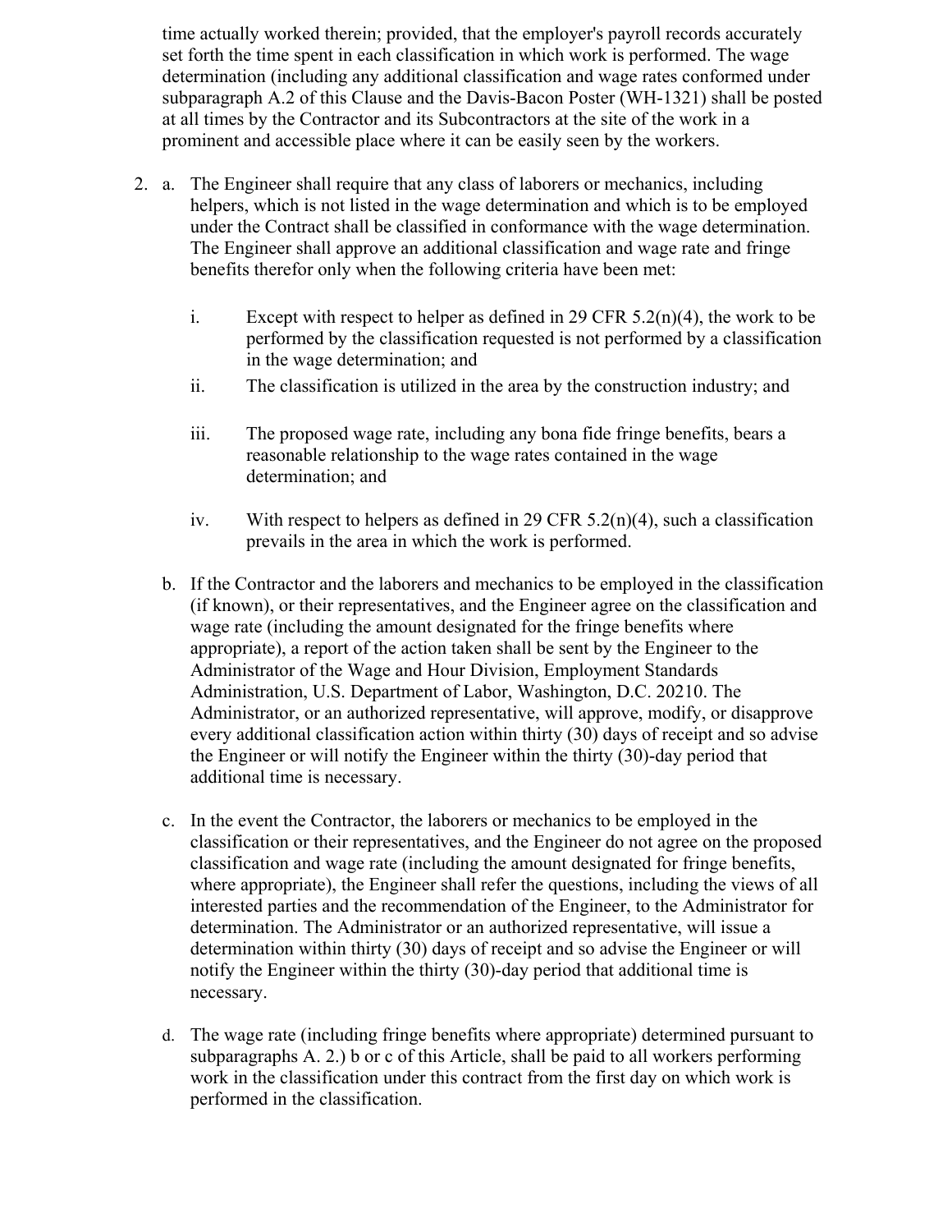time actually worked therein; provided, that the employer's payroll records accurately set forth the time spent in each classification in which work is performed. The wage determination (including any additional classification and wage rates conformed under subparagraph A.2 of this Clause and the Davis-Bacon Poster (WH-1321) shall be posted at all times by the Contractor and its Subcontractors at the site of the work in a prominent and accessible place where it can be easily seen by the workers.

2. a. The Engineer shall require that any class of laborers or mechanics, including helpers, which is not listed in the wage determination and which is to be employed under the Contract shall be classified in conformance with the wage determination. The Engineer shall approve an additional classification and wage rate and fringe benefits therefor only when the following criteria have been met:

   i. Except with respect to helper as defined in 29 CFR 5.2(n)(4), the work to be performed by the classification requested is not performed by a classification in the wage determination; and

   ii. The classification is utilized in the area by the construction industry; and

   iii. The proposed wage rate, including any bona fide fringe benefits, bears a reasonable relationship to the wage rates contained in the wage determination; and

   iv. With respect to helpers as defined in 29 CFR 5.2(n)(4), such a classification prevails in the area in which the work is performed.

   b. If the Contractor and the laborers and mechanics to be employed in the classification (if known), or their representatives, and the Engineer agree on the classification and wage rate (including the amount designated for the fringe benefits where appropriate), a report of the action taken shall be sent by the Engineer to the Administrator of the Wage and Hour Division, Employment Standards Administration, U.S. Department of Labor, Washington, D.C. 20210. The Administrator, or an authorized representative, will approve, modify, or disapprove every additional classification action within thirty (30) days of receipt and so advise the Engineer or will notify the Engineer within the thirty (30)-day period that additional time is necessary.

   c. In the event the Contractor, the laborers or mechanics to be employed in the classification or their representatives, and the Engineer do not agree on the proposed classification and wage rate (including the amount designated for fringe benefits, where appropriate), the Engineer shall refer the questions, including the views of all interested parties and the recommendation of the Engineer, to the Administrator for determination. The Administrator or an authorized representative, will issue a determination within thirty (30) days of receipt and so advise the Engineer or will notify the Engineer within the thirty (30)-day period that additional time is necessary.

   d. The wage rate (including fringe benefits where appropriate) determined pursuant to subparagraphs A. 2.) b or c of this Article, shall be paid to all workers performing work in the classification under this contract from the first day on which work is performed in the classification.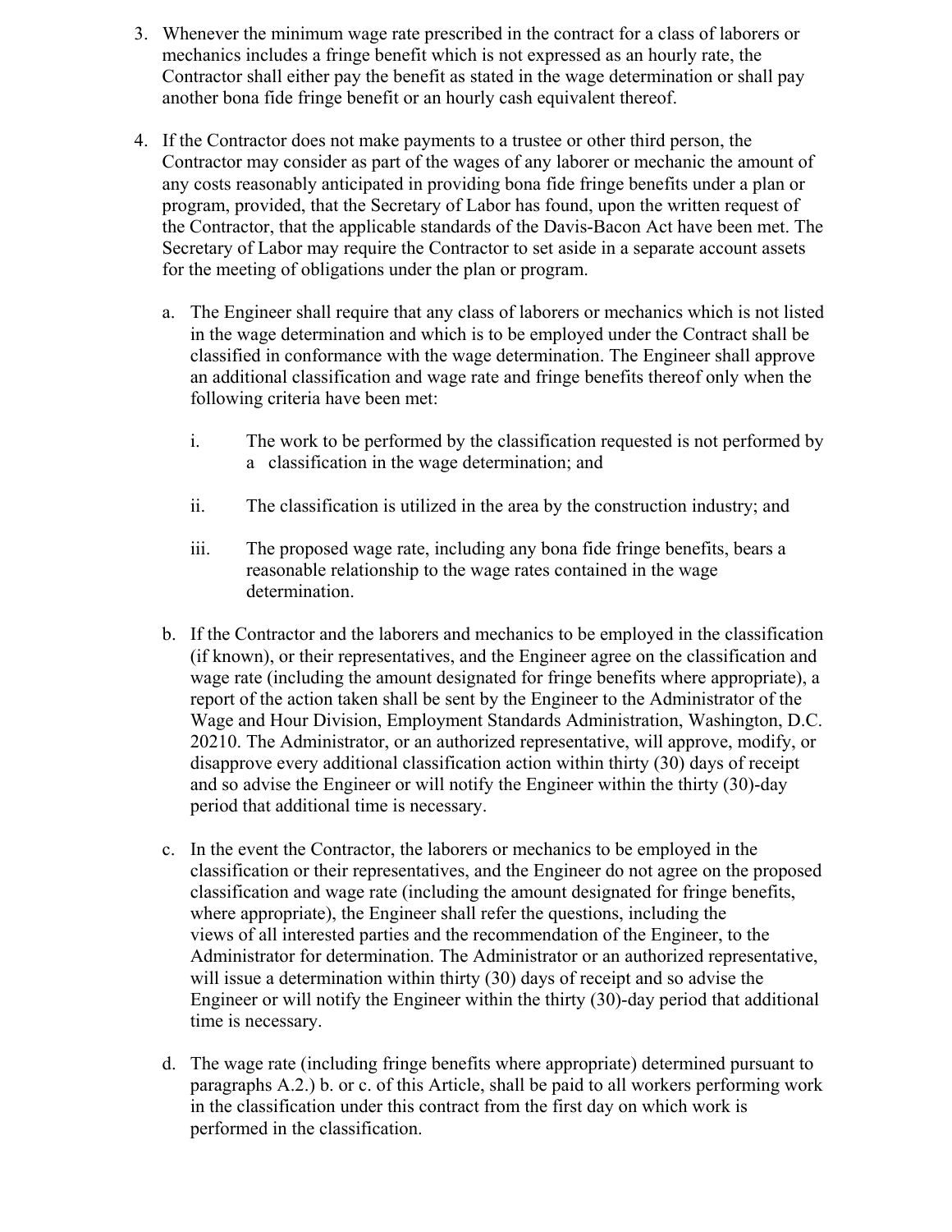3. Whenever the minimum wage rate prescribed in the contract for a class of laborers or mechanics includes a fringe benefit which is not expressed as an hourly rate, the Contractor shall either pay the benefit as stated in the wage determination or shall pay another bona fide fringe benefit or an hourly cash equivalent thereof.

4. If the Contractor does not make payments to a trustee or other third person, the Contractor may consider as part of the wages of any laborer or mechanic the amount of any costs reasonably anticipated in providing bona fide fringe benefits under a plan or program, provided, that the Secretary of Labor has found, upon the written request of the Contractor, that the applicable standards of the Davis-Bacon Act have been met. The Secretary of Labor may require the Contractor to set aside in a separate account assets for the meeting of obligations under the plan or program.

   a. The Engineer shall require that any class of laborers or mechanics which is not listed in the wage determination and which is to be employed under the Contract shall be classified in conformance with the wage determination. The Engineer shall approve an additional classification and wage rate and fringe benefits thereof only when the following criteria have been met:

      i. The work to be performed by the classification requested is not performed by a classification in the wage determination; and

      ii. The classification is utilized in the area by the construction industry; and

      iii. The proposed wage rate, including any bona fide fringe benefits, bears a reasonable relationship to the wage rates contained in the wage determination.

   b. If the Contractor and the laborers and mechanics to be employed in the classification (if known), or their representatives, and the Engineer agree on the classification and wage rate (including the amount designated for fringe benefits where appropriate), a report of the action taken shall be sent by the Engineer to the Administrator of the Wage and Hour Division, Employment Standards Administration, Washington, D.C. 20210. The Administrator, or an authorized representative, will approve, modify, or disapprove every additional classification action within thirty (30) days of receipt and so advise the Engineer or will notify the Engineer within the thirty (30)-day period that additional time is necessary.

   c. In the event the Contractor, the laborers or mechanics to be employed in the classification or their representatives, and the Engineer do not agree on the proposed classification and wage rate (including the amount designated for fringe benefits, where appropriate), the Engineer shall refer the questions, including the views of all interested parties and the recommendation of the Engineer, to the Administrator for determination. The Administrator or an authorized representative, will issue a determination within thirty (30) days of receipt and so advise the Engineer or will notify the Engineer within the thirty (30)-day period that additional time is necessary.

   d. The wage rate (including fringe benefits where appropriate) determined pursuant to paragraphs A.2.) b. or c. of this Article, shall be paid to all workers performing work in the classification under this contract from the first day on which work is performed in the classification.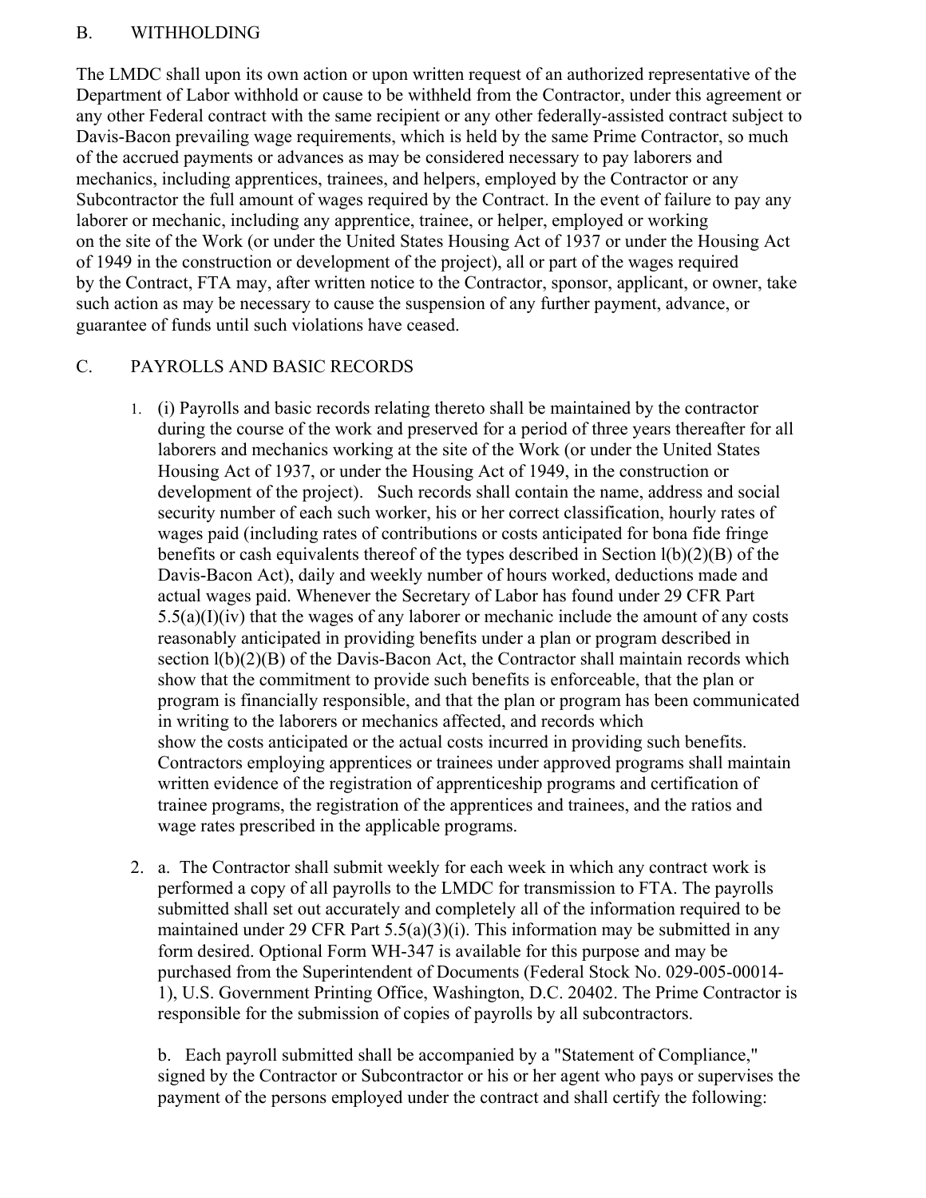## B. WITHHOLDING

The LMDC shall upon its own action or upon written request of an authorized representative of the Department of Labor withhold or cause to be withheld from the Contractor, under this agreement or any other Federal contract with the same recipient or any other federally-assisted contract subject to Davis-Bacon prevailing wage requirements, which is held by the same Prime Contractor, so much of the accrued payments or advances as may be considered necessary to pay laborers and mechanics, including apprentices, trainees, and helpers, employed by the Contractor or any Subcontractor the full amount of wages required by the Contract. In the event of failure to pay any laborer or mechanic, including any apprentice, trainee, or helper, employed or working on the site of the Work (or under the United States Housing Act of 1937 or under the Housing Act of 1949 in the construction or development of the project), all or part of the wages required by the Contract, FTA may, after written notice to the Contractor, sponsor, applicant, or owner, take such action as may be necessary to cause the suspension of any further payment, advance, or guarantee of funds until such violations have ceased.

## C. PAYROLLS AND BASIC RECORDS

1. (i) Payrolls and basic records relating thereto shall be maintained by the contractor during the course of the work and preserved for a period of three years thereafter for all laborers and mechanics working at the site of the Work (or under the United States Housing Act of 1937, or under the Housing Act of 1949, in the construction or development of the project). Such records shall contain the name, address and social security number of each such worker, his or her correct classification, hourly rates of wages paid (including rates of contributions or costs anticipated for bona fide fringe benefits or cash equivalents thereof of the types described in Section l(b)(2)(B) of the Davis-Bacon Act), daily and weekly number of hours worked, deductions made and actual wages paid. Whenever the Secretary of Labor has found under 29 CFR Part 5.5(a)(I)(iv) that the wages of any laborer or mechanic include the amount of any costs reasonably anticipated in providing benefits under a plan or program described in section l(b)(2)(B) of the Davis-Bacon Act, the Contractor shall maintain records which show that the commitment to provide such benefits is enforceable, that the plan or program is financially responsible, and that the plan or program has been communicated in writing to the laborers or mechanics affected, and records which show the costs anticipated or the actual costs incurred in providing such benefits. Contractors employing apprentices or trainees under approved programs shall maintain written evidence of the registration of apprenticeship programs and certification of trainee programs, the registration of the apprentices and trainees, and the ratios and wage rates prescribed in the applicable programs.

2. a. The Contractor shall submit weekly for each week in which any contract work is performed a copy of all payrolls to the LMDC for transmission to FTA. The payrolls submitted shall set out accurately and completely all of the information required to be maintained under 29 CFR Part 5.5(a)(3)(i). This information may be submitted in any form desired. Optional Form WH-347 is available for this purpose and may be purchased from the Superintendent of Documents (Federal Stock No. 029-005-00014-1), U.S. Government Printing Office, Washington, D.C. 20402. The Prime Contractor is responsible for the submission of copies of payrolls by all subcontractors.

   b. Each payroll submitted shall be accompanied by a "Statement of Compliance," signed by the Contractor or Subcontractor or his or her agent who pays or supervises the payment of the persons employed under the contract and shall certify the following: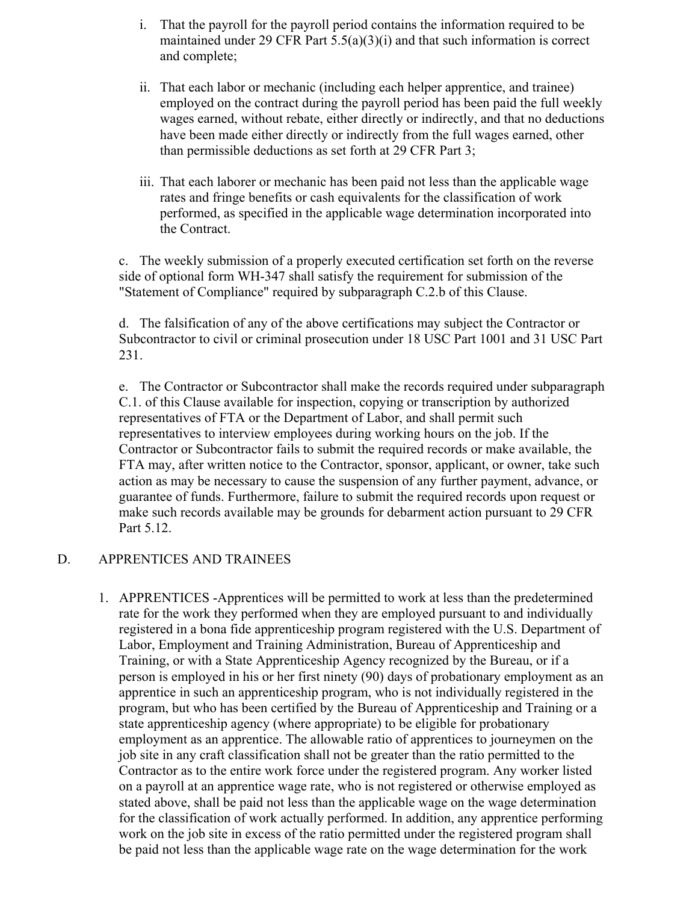i. That the payroll for the payroll period contains the information required to be maintained under 29 CFR Part 5.5(a)(3)(i) and that such information is correct and complete;

ii. That each labor or mechanic (including each helper apprentice, and trainee) employed on the contract during the payroll period has been paid the full weekly wages earned, without rebate, either directly or indirectly, and that no deductions have been made either directly or indirectly from the full wages earned, other than permissible deductions as set forth at 29 CFR Part 3;

iii. That each laborer or mechanic has been paid not less than the applicable wage rates and fringe benefits or cash equivalents for the classification of work performed, as specified in the applicable wage determination incorporated into the Contract.

c. The weekly submission of a properly executed certification set forth on the reverse side of optional form WH-347 shall satisfy the requirement for submission of the "Statement of Compliance" required by subparagraph C.2.b of this Clause.

d. The falsification of any of the above certifications may subject the Contractor or Subcontractor to civil or criminal prosecution under 18 USC Part 1001 and 31 USC Part 231.

e. The Contractor or Subcontractor shall make the records required under subparagraph C.1. of this Clause available for inspection, copying or transcription by authorized representatives of FTA or the Department of Labor, and shall permit such representatives to interview employees during working hours on the job. If the Contractor or Subcontractor fails to submit the required records or make available, the FTA may, after written notice to the Contractor, sponsor, applicant, or owner, take such action as may be necessary to cause the suspension of any further payment, advance, or guarantee of funds. Furthermore, failure to submit the required records upon request or make such records available may be grounds for debarment action pursuant to 29 CFR Part 5.12.

## D. APPRENTICES AND TRAINEES

1. APPRENTICES -Apprentices will be permitted to work at less than the predetermined rate for the work they performed when they are employed pursuant to and individually registered in a bona fide apprenticeship program registered with the U.S. Department of Labor, Employment and Training Administration, Bureau of Apprenticeship and Training, or with a State Apprenticeship Agency recognized by the Bureau, or if a person is employed in his or her first ninety (90) days of probationary employment as an apprentice in such an apprenticeship program, who is not individually registered in the program, but who has been certified by the Bureau of Apprenticeship and Training or a state apprenticeship agency (where appropriate) to be eligible for probationary employment as an apprentice. The allowable ratio of apprentices to journeymen on the job site in any craft classification shall not be greater than the ratio permitted to the Contractor as to the entire work force under the registered program. Any worker listed on a payroll at an apprentice wage rate, who is not registered or otherwise employed as stated above, shall be paid not less than the applicable wage on the wage determination for the classification of work actually performed. In addition, any apprentice performing work on the job site in excess of the ratio permitted under the registered program shall be paid not less than the applicable wage rate on the wage determination for the work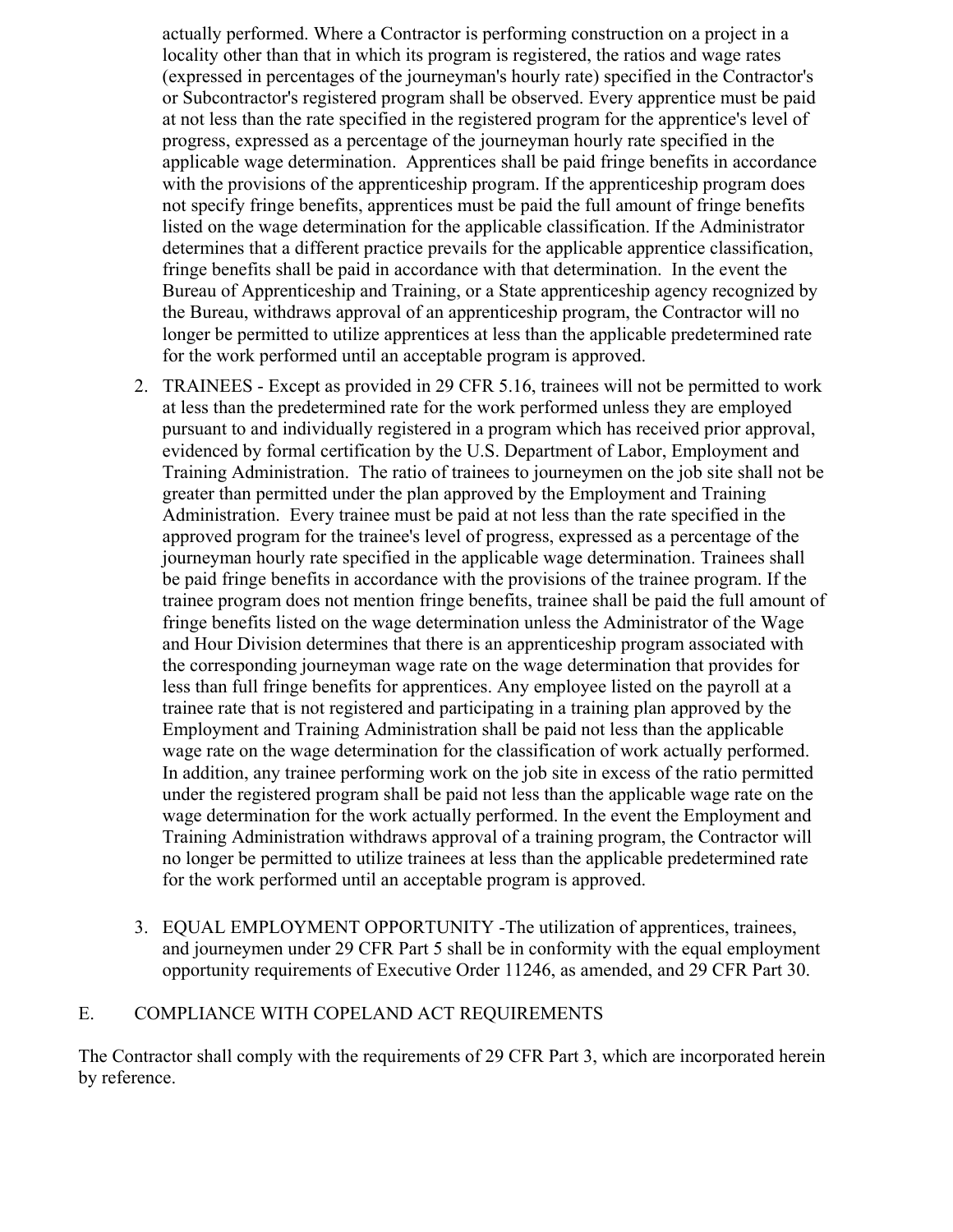actually performed. Where a Contractor is performing construction on a project in a locality other than that in which its program is registered, the ratios and wage rates (expressed in percentages of the journeyman's hourly rate) specified in the Contractor's or Subcontractor's registered program shall be observed. Every apprentice must be paid at not less than the rate specified in the registered program for the apprentice's level of progress, expressed as a percentage of the journeyman hourly rate specified in the applicable wage determination. Apprentices shall be paid fringe benefits in accordance with the provisions of the apprenticeship program. If the apprenticeship program does not specify fringe benefits, apprentices must be paid the full amount of fringe benefits listed on the wage determination for the applicable classification. If the Administrator determines that a different practice prevails for the applicable apprentice classification, fringe benefits shall be paid in accordance with that determination. In the event the Bureau of Apprenticeship and Training, or a State apprenticeship agency recognized by the Bureau, withdraws approval of an apprenticeship program, the Contractor will no longer be permitted to utilize apprentices at less than the applicable predetermined rate for the work performed until an acceptable program is approved.

2. TRAINEES - Except as provided in 29 CFR 5.16, trainees will not be permitted to work at less than the predetermined rate for the work performed unless they are employed pursuant to and individually registered in a program which has received prior approval, evidenced by formal certification by the U.S. Department of Labor, Employment and Training Administration. The ratio of trainees to journeymen on the job site shall not be greater than permitted under the plan approved by the Employment and Training Administration. Every trainee must be paid at not less than the rate specified in the approved program for the trainee's level of progress, expressed as a percentage of the journeyman hourly rate specified in the applicable wage determination. Trainees shall be paid fringe benefits in accordance with the provisions of the trainee program. If the trainee program does not mention fringe benefits, trainee shall be paid the full amount of fringe benefits listed on the wage determination unless the Administrator of the Wage and Hour Division determines that there is an apprenticeship program associated with the corresponding journeyman wage rate on the wage determination that provides for less than full fringe benefits for apprentices. Any employee listed on the payroll at a trainee rate that is not registered and participating in a training plan approved by the Employment and Training Administration shall be paid not less than the applicable wage rate on the wage determination for the classification of work actually performed. In addition, any trainee performing work on the job site in excess of the ratio permitted under the registered program shall be paid not less than the applicable wage rate on the wage determination for the work actually performed. In the event the Employment and Training Administration withdraws approval of a training program, the Contractor will no longer be permitted to utilize trainees at less than the applicable predetermined rate for the work performed until an acceptable program is approved.

3. EQUAL EMPLOYMENT OPPORTUNITY -The utilization of apprentices, trainees, and journeymen under 29 CFR Part 5 shall be in conformity with the equal employment opportunity requirements of Executive Order 11246, as amended, and 29 CFR Part 30.

## E. COMPLIANCE WITH COPELAND ACT REQUIREMENTS

The Contractor shall comply with the requirements of 29 CFR Part 3, which are incorporated herein by reference.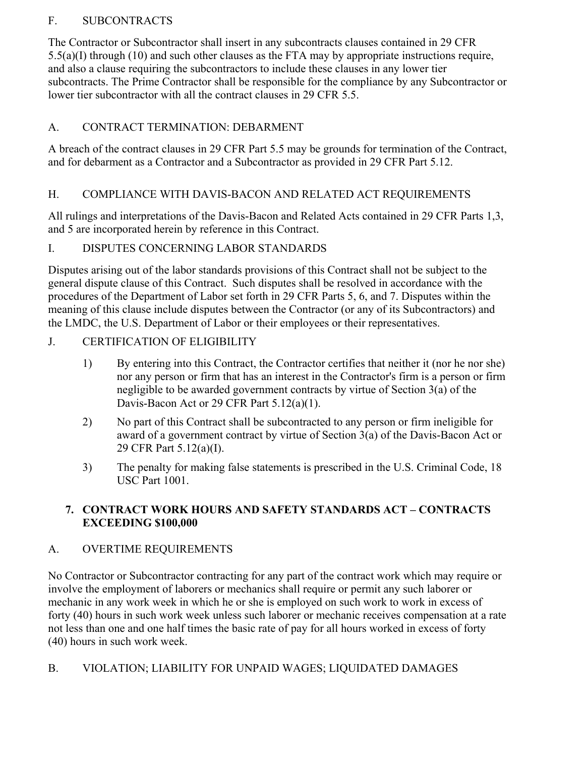F. SUBCONTRACTS

The Contractor or Subcontractor shall insert in any subcontracts clauses contained in 29 CFR 5.5(a)(I) through (10) and such other clauses as the FTA may by appropriate instructions require, and also a clause requiring the subcontractors to include these clauses in any lower tier subcontracts. The Prime Contractor shall be responsible for the compliance by any Subcontractor or lower tier subcontractor with all the contract clauses in 29 CFR 5.5.

A. CONTRACT TERMINATION: DEBARMENT

A breach of the contract clauses in 29 CFR Part 5.5 may be grounds for termination of the Contract, and for debarment as a Contractor and a Subcontractor as provided in 29 CFR Part 5.12.

H. COMPLIANCE WITH DAVIS-BACON AND RELATED ACT REQUIREMENTS

All rulings and interpretations of the Davis-Bacon and Related Acts contained in 29 CFR Parts 1,3, and 5 are incorporated herein by reference in this Contract.

I. DISPUTES CONCERNING LABOR STANDARDS

Disputes arising out of the labor standards provisions of this Contract shall not be subject to the general dispute clause of this Contract. Such disputes shall be resolved in accordance with the procedures of the Department of Labor set forth in 29 CFR Parts 5, 6, and 7. Disputes within the meaning of this clause include disputes between the Contractor (or any of its Subcontractors) and the LMDC, the U.S. Department of Labor or their employees or their representatives.

J. CERTIFICATION OF ELIGIBILITY

1) By entering into this Contract, the Contractor certifies that neither it (nor he nor she) nor any person or firm that has an interest in the Contractor's firm is a person or firm negligible to be awarded government contracts by virtue of Section 3(a) of the Davis-Bacon Act or 29 CFR Part 5.12(a)(1).

2) No part of this Contract shall be subcontracted to any person or firm ineligible for award of a government contract by virtue of Section 3(a) of the Davis-Bacon Act or 29 CFR Part 5.12(a)(I).

3) The penalty for making false statements is prescribed in the U.S. Criminal Code, 18 USC Part 1001.

**7. CONTRACT WORK HOURS AND SAFETY STANDARDS ACT – CONTRACTS EXCEEDING $100,000**

A. OVERTIME REQUIREMENTS

No Contractor or Subcontractor contracting for any part of the contract work which may require or involve the employment of laborers or mechanics shall require or permit any such laborer or mechanic in any work week in which he or she is employed on such work to work in excess of forty (40) hours in such work week unless such laborer or mechanic receives compensation at a rate not less than one and one half times the basic rate of pay for all hours worked in excess of forty (40) hours in such work week.

B. VIOLATION; LIABILITY FOR UNPAID WAGES; LIQUIDATED DAMAGES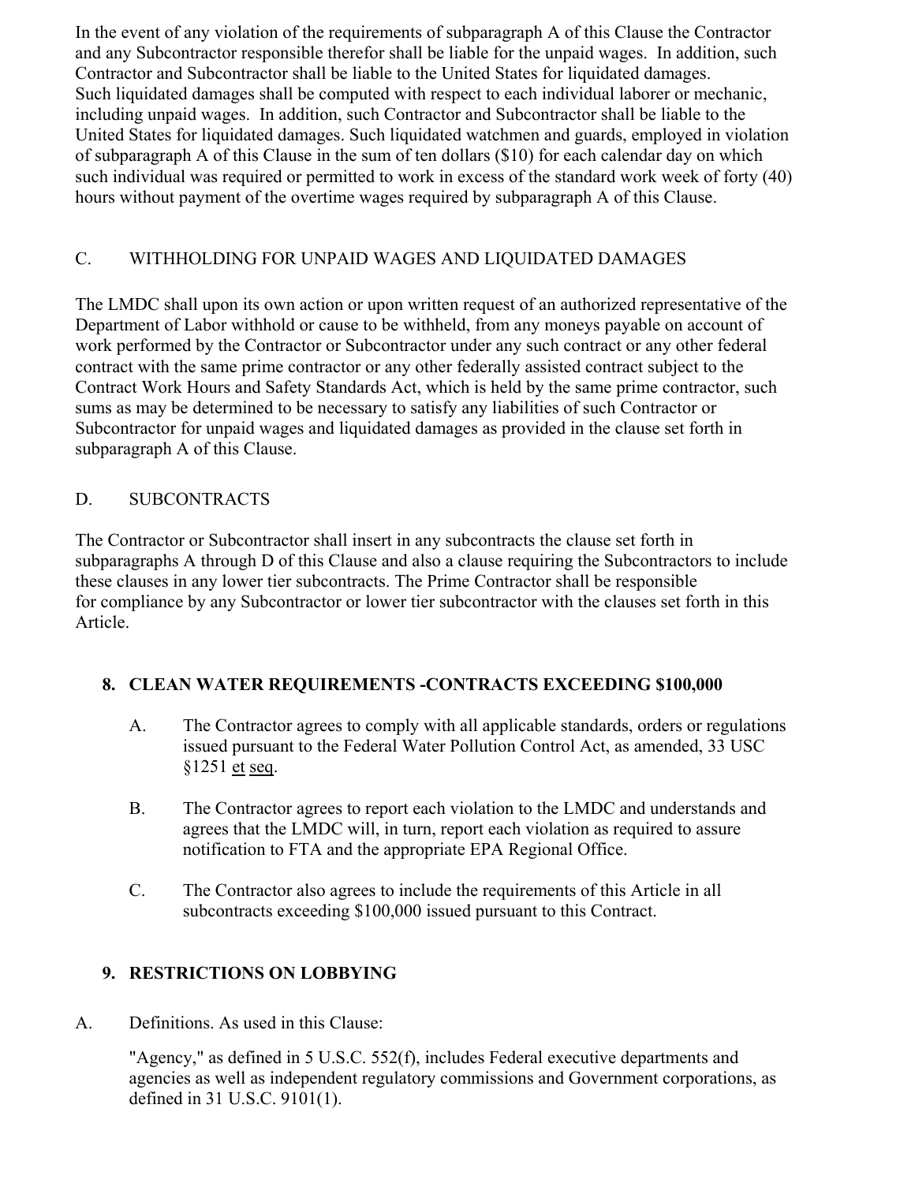In the event of any violation of the requirements of subparagraph A of this Clause the Contractor and any Subcontractor responsible therefor shall be liable for the unpaid wages. In addition, such Contractor and Subcontractor shall be liable to the United States for liquidated damages. Such liquidated damages shall be computed with respect to each individual laborer or mechanic, including unpaid wages. In addition, such Contractor and Subcontractor shall be liable to the United States for liquidated damages. Such liquidated watchmen and guards, employed in violation of subparagraph A of this Clause in the sum of ten dollars ($10) for each calendar day on which such individual was required or permitted to work in excess of the standard work week of forty (40) hours without payment of the overtime wages required by subparagraph A of this Clause.

C. WITHHOLDING FOR UNPAID WAGES AND LIQUIDATED DAMAGES

The LMDC shall upon its own action or upon written request of an authorized representative of the Department of Labor withhold or cause to be withheld, from any moneys payable on account of work performed by the Contractor or Subcontractor under any such contract or any other federal contract with the same prime contractor or any other federally assisted contract subject to the Contract Work Hours and Safety Standards Act, which is held by the same prime contractor, such sums as may be determined to be necessary to satisfy any liabilities of such Contractor or Subcontractor for unpaid wages and liquidated damages as provided in the clause set forth in subparagraph A of this Clause.

D. SUBCONTRACTS

The Contractor or Subcontractor shall insert in any subcontracts the clause set forth in subparagraphs A through D of this Clause and also a clause requiring the Subcontractors to include these clauses in any lower tier subcontracts. The Prime Contractor shall be responsible for compliance by any Subcontractor or lower tier subcontractor with the clauses set forth in this Article.

## 8. CLEAN WATER REQUIREMENTS -CONTRACTS EXCEEDING $100,000

A. The Contractor agrees to comply with all applicable standards, orders or regulations issued pursuant to the Federal Water Pollution Control Act, as amended, 33 USC §1251 et seq.

B. The Contractor agrees to report each violation to the LMDC and understands and agrees that the LMDC will, in turn, report each violation as required to assure notification to FTA and the appropriate EPA Regional Office.

C. The Contractor also agrees to include the requirements of this Article in all subcontracts exceeding $100,000 issued pursuant to this Contract.

## 9. RESTRICTIONS ON LOBBYING

A. Definitions. As used in this Clause:

"Agency," as defined in 5 U.S.C. 552(f), includes Federal executive departments and agencies as well as independent regulatory commissions and Government corporations, as defined in 31 U.S.C. 9101(1).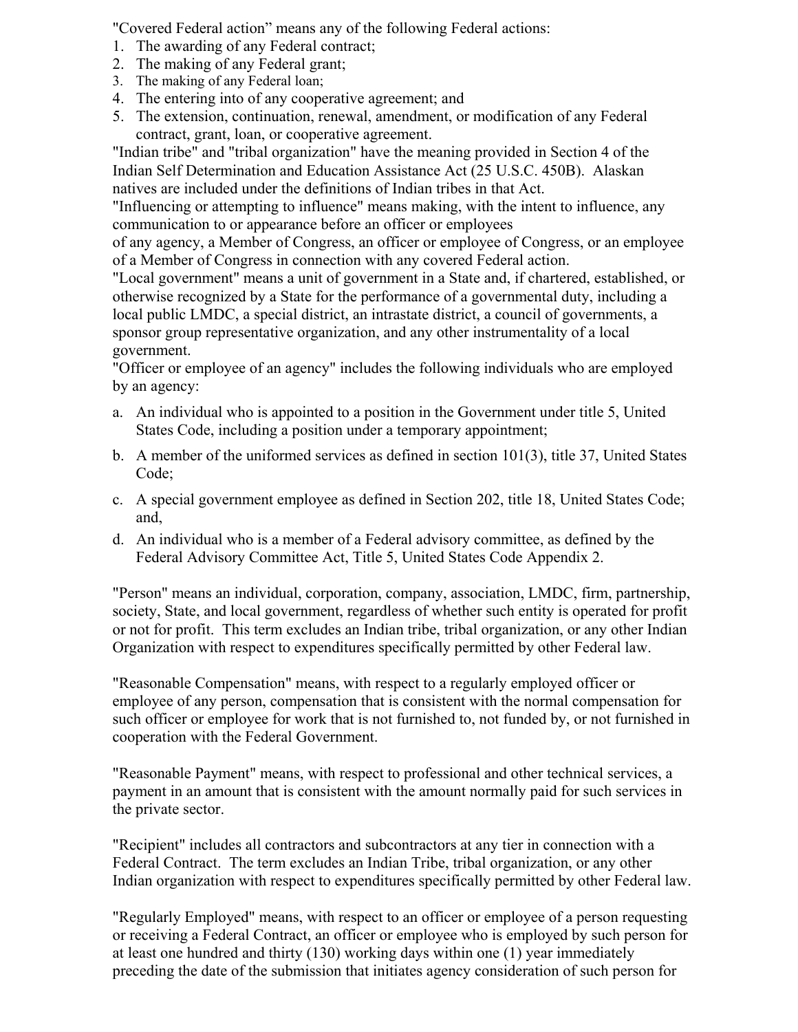"Covered Federal action" means any of the following Federal actions:

1. The awarding of any Federal contract;
2. The making of any Federal grant;
3. The making of any Federal loan;
4. The entering into of any cooperative agreement; and
5. The extension, continuation, renewal, amendment, or modification of any Federal contract, grant, loan, or cooperative agreement.

"Indian tribe" and "tribal organization" have the meaning provided in Section 4 of the Indian Self Determination and Education Assistance Act (25 U.S.C. 450B). Alaskan natives are included under the definitions of Indian tribes in that Act.

"Influencing or attempting to influence" means making, with the intent to influence, any communication to or appearance before an officer or employees of any agency, a Member of Congress, an officer or employee of Congress, or an employee of a Member of Congress in connection with any covered Federal action.

"Local government" means a unit of government in a State and, if chartered, established, or otherwise recognized by a State for the performance of a governmental duty, including a local public LMDC, a special district, an intrastate district, a council of governments, a sponsor group representative organization, and any other instrumentality of a local government.

"Officer or employee of an agency" includes the following individuals who are employed by an agency:

a. An individual who is appointed to a position in the Government under title 5, United States Code, including a position under a temporary appointment;

b. A member of the uniformed services as defined in section 101(3), title 37, United States Code;

c. A special government employee as defined in Section 202, title 18, United States Code; and,

d. An individual who is a member of a Federal advisory committee, as defined by the Federal Advisory Committee Act, Title 5, United States Code Appendix 2.

"Person" means an individual, corporation, company, association, LMDC, firm, partnership, society, State, and local government, regardless of whether such entity is operated for profit or not for profit. This term excludes an Indian tribe, tribal organization, or any other Indian Organization with respect to expenditures specifically permitted by other Federal law.

"Reasonable Compensation" means, with respect to a regularly employed officer or employee of any person, compensation that is consistent with the normal compensation for such officer or employee for work that is not furnished to, not funded by, or not furnished in cooperation with the Federal Government.

"Reasonable Payment" means, with respect to professional and other technical services, a payment in an amount that is consistent with the amount normally paid for such services in the private sector.

"Recipient" includes all contractors and subcontractors at any tier in connection with a Federal Contract. The term excludes an Indian Tribe, tribal organization, or any other Indian organization with respect to expenditures specifically permitted by other Federal law.

"Regularly Employed" means, with respect to an officer or employee of a person requesting or receiving a Federal Contract, an officer or employee who is employed by such person for at least one hundred and thirty (130) working days within one (1) year immediately preceding the date of the submission that initiates agency consideration of such person for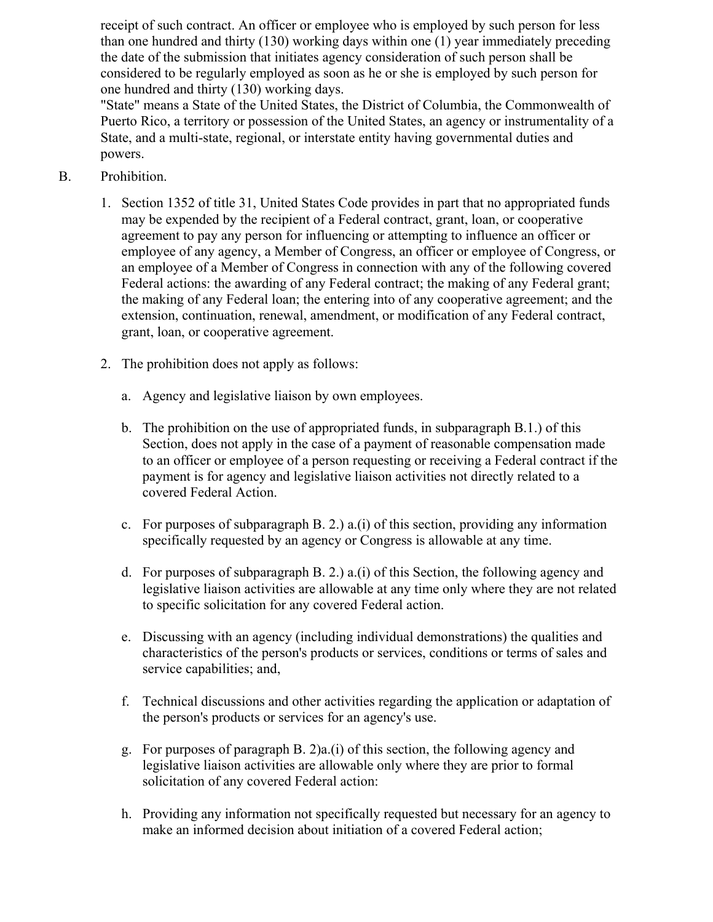receipt of such contract. An officer or employee who is employed by such person for less than one hundred and thirty (130) working days within one (1) year immediately preceding the date of the submission that initiates agency consideration of such person shall be considered to be regularly employed as soon as he or she is employed by such person for one hundred and thirty (130) working days.

"State" means a State of the United States, the District of Columbia, the Commonwealth of Puerto Rico, a territory or possession of the United States, an agency or instrumentality of a State, and a multi-state, regional, or interstate entity having governmental duties and powers.

B. Prohibition.

1. Section 1352 of title 31, United States Code provides in part that no appropriated funds may be expended by the recipient of a Federal contract, grant, loan, or cooperative agreement to pay any person for influencing or attempting to influence an officer or employee of any agency, a Member of Congress, an officer or employee of Congress, or an employee of a Member of Congress in connection with any of the following covered Federal actions: the awarding of any Federal contract; the making of any Federal grant; the making of any Federal loan; the entering into of any cooperative agreement; and the extension, continuation, renewal, amendment, or modification of any Federal contract, grant, loan, or cooperative agreement.

2. The prohibition does not apply as follows:

   a. Agency and legislative liaison by own employees.

   b. The prohibition on the use of appropriated funds, in subparagraph B.1.) of this Section, does not apply in the case of a payment of reasonable compensation made to an officer or employee of a person requesting or receiving a Federal contract if the payment is for agency and legislative liaison activities not directly related to a covered Federal Action.

   c. For purposes of subparagraph B. 2.) a.(i) of this section, providing any information specifically requested by an agency or Congress is allowable at any time.

   d. For purposes of subparagraph B. 2.) a.(i) of this Section, the following agency and legislative liaison activities are allowable at any time only where they are not related to specific solicitation for any covered Federal action.

   e. Discussing with an agency (including individual demonstrations) the qualities and characteristics of the person's products or services, conditions or terms of sales and service capabilities; and,

   f. Technical discussions and other activities regarding the application or adaptation of the person's products or services for an agency's use.

   g. For purposes of paragraph B. 2)a.(i) of this section, the following agency and legislative liaison activities are allowable only where they are prior to formal solicitation of any covered Federal action:

   h. Providing any information not specifically requested but necessary for an agency to make an informed decision about initiation of a covered Federal action;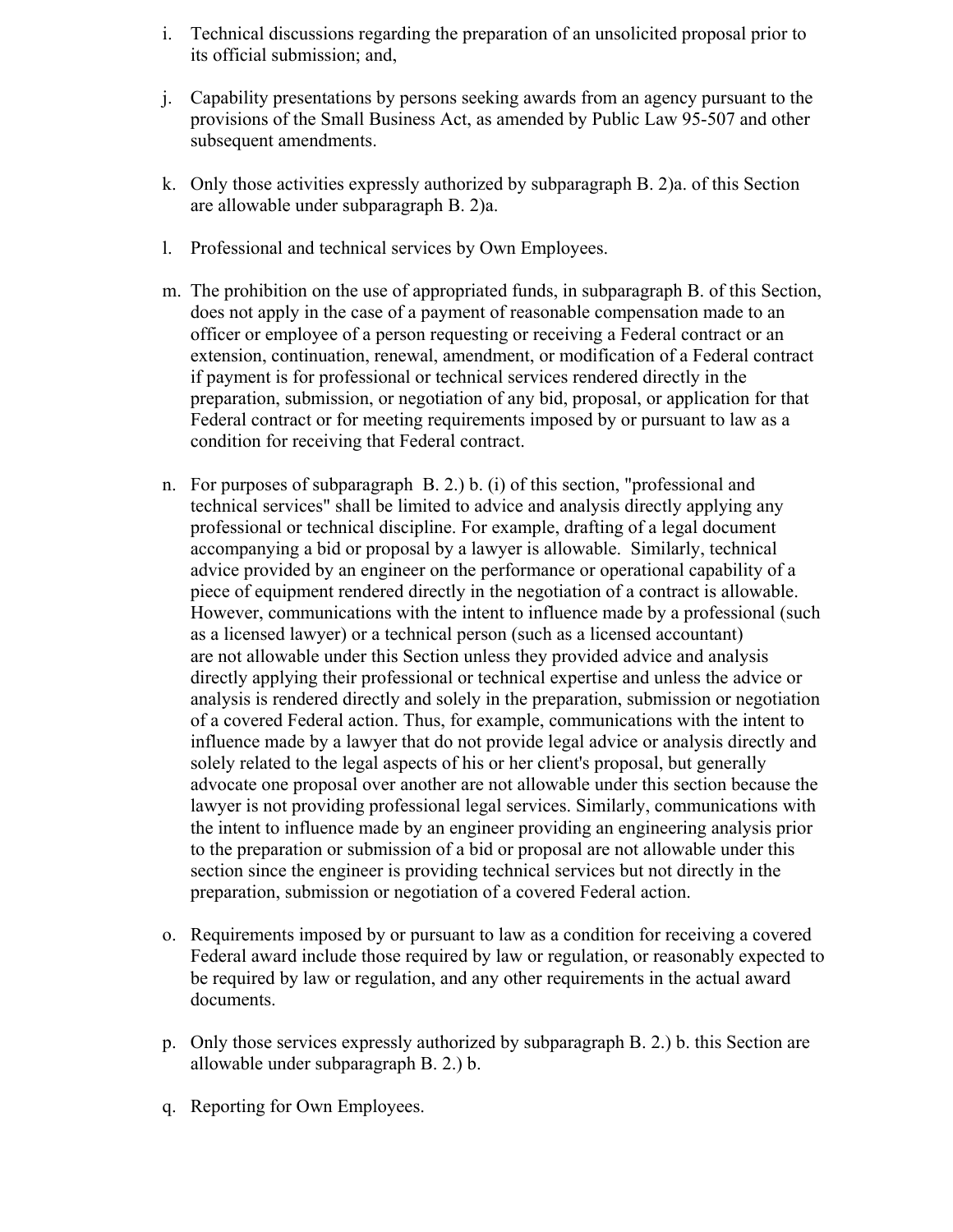i. Technical discussions regarding the preparation of an unsolicited proposal prior to its official submission; and,

j. Capability presentations by persons seeking awards from an agency pursuant to the provisions of the Small Business Act, as amended by Public Law 95-507 and other subsequent amendments.

k. Only those activities expressly authorized by subparagraph B. 2)a. of this Section are allowable under subparagraph B. 2)a.

l. Professional and technical services by Own Employees.

m. The prohibition on the use of appropriated funds, in subparagraph B. of this Section, does not apply in the case of a payment of reasonable compensation made to an officer or employee of a person requesting or receiving a Federal contract or an extension, continuation, renewal, amendment, or modification of a Federal contract if payment is for professional or technical services rendered directly in the preparation, submission, or negotiation of any bid, proposal, or application for that Federal contract or for meeting requirements imposed by or pursuant to law as a condition for receiving that Federal contract.

n. For purposes of subparagraph B. 2.) b. (i) of this section, "professional and technical services" shall be limited to advice and analysis directly applying any professional or technical discipline. For example, drafting of a legal document accompanying a bid or proposal by a lawyer is allowable. Similarly, technical advice provided by an engineer on the performance or operational capability of a piece of equipment rendered directly in the negotiation of a contract is allowable. However, communications with the intent to influence made by a professional (such as a licensed lawyer) or a technical person (such as a licensed accountant) are not allowable under this Section unless they provided advice and analysis directly applying their professional or technical expertise and unless the advice or analysis is rendered directly and solely in the preparation, submission or negotiation of a covered Federal action. Thus, for example, communications with the intent to influence made by a lawyer that do not provide legal advice or analysis directly and solely related to the legal aspects of his or her client's proposal, but generally advocate one proposal over another are not allowable under this section because the lawyer is not providing professional legal services. Similarly, communications with the intent to influence made by an engineer providing an engineering analysis prior to the preparation or submission of a bid or proposal are not allowable under this section since the engineer is providing technical services but not directly in the preparation, submission or negotiation of a covered Federal action.

o. Requirements imposed by or pursuant to law as a condition for receiving a covered Federal award include those required by law or regulation, or reasonably expected to be required by law or regulation, and any other requirements in the actual award documents.

p. Only those services expressly authorized by subparagraph B. 2.) b. this Section are allowable under subparagraph B. 2.) b.

q. Reporting for Own Employees.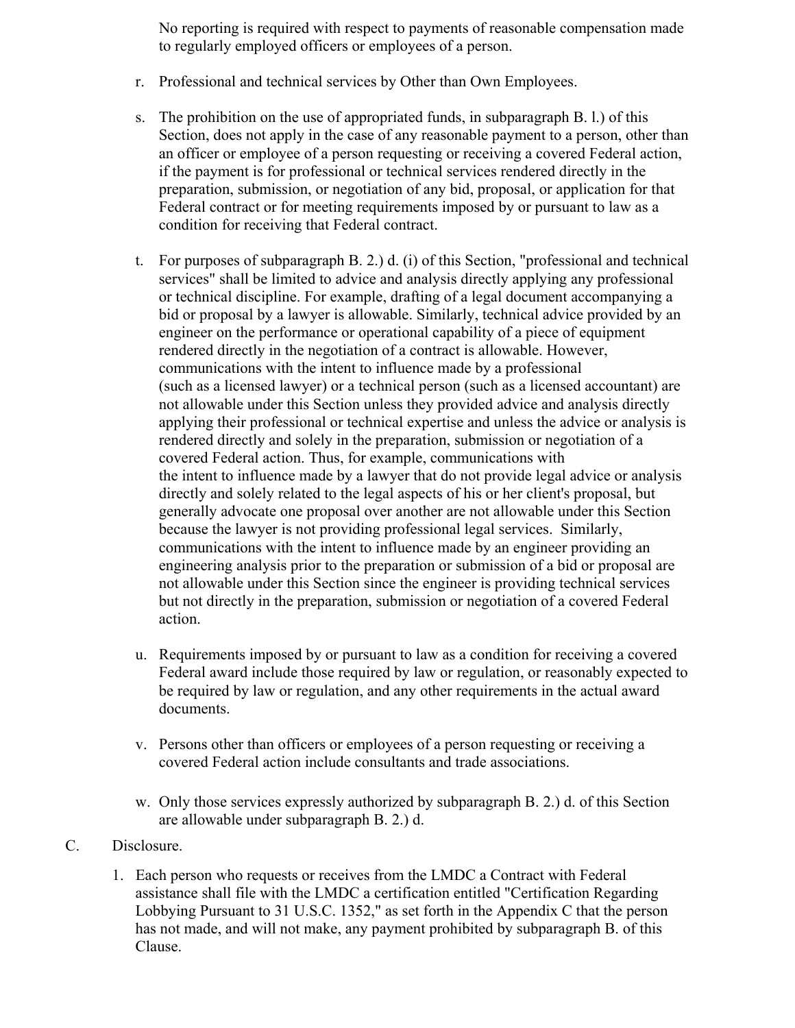No reporting is required with respect to payments of reasonable compensation made to regularly employed officers or employees of a person.

r. Professional and technical services by Other than Own Employees.

s. The prohibition on the use of appropriated funds, in subparagraph B. l.) of this Section, does not apply in the case of any reasonable payment to a person, other than an officer or employee of a person requesting or receiving a covered Federal action, if the payment is for professional or technical services rendered directly in the preparation, submission, or negotiation of any bid, proposal, or application for that Federal contract or for meeting requirements imposed by or pursuant to law as a condition for receiving that Federal contract.

t. For purposes of subparagraph B. 2.) d. (i) of this Section, "professional and technical services" shall be limited to advice and analysis directly applying any professional or technical discipline. For example, drafting of a legal document accompanying a bid or proposal by a lawyer is allowable. Similarly, technical advice provided by an engineer on the performance or operational capability of a piece of equipment rendered directly in the negotiation of a contract is allowable. However, communications with the intent to influence made by a professional (such as a licensed lawyer) or a technical person (such as a licensed accountant) are not allowable under this Section unless they provided advice and analysis directly applying their professional or technical expertise and unless the advice or analysis is rendered directly and solely in the preparation, submission or negotiation of a covered Federal action. Thus, for example, communications with the intent to influence made by a lawyer that do not provide legal advice or analysis directly and solely related to the legal aspects of his or her client's proposal, but generally advocate one proposal over another are not allowable under this Section because the lawyer is not providing professional legal services. Similarly, communications with the intent to influence made by an engineer providing an engineering analysis prior to the preparation or submission of a bid or proposal are not allowable under this Section since the engineer is providing technical services but not directly in the preparation, submission or negotiation of a covered Federal action.

u. Requirements imposed by or pursuant to law as a condition for receiving a covered Federal award include those required by law or regulation, or reasonably expected to be required by law or regulation, and any other requirements in the actual award documents.

v. Persons other than officers or employees of a person requesting or receiving a covered Federal action include consultants and trade associations.

w. Only those services expressly authorized by subparagraph B. 2.) d. of this Section are allowable under subparagraph B. 2.) d.

C. Disclosure.

1. Each person who requests or receives from the LMDC a Contract with Federal assistance shall file with the LMDC a certification entitled "Certification Regarding Lobbying Pursuant to 31 U.S.C. 1352," as set forth in the Appendix C that the person has not made, and will not make, any payment prohibited by subparagraph B. of this Clause.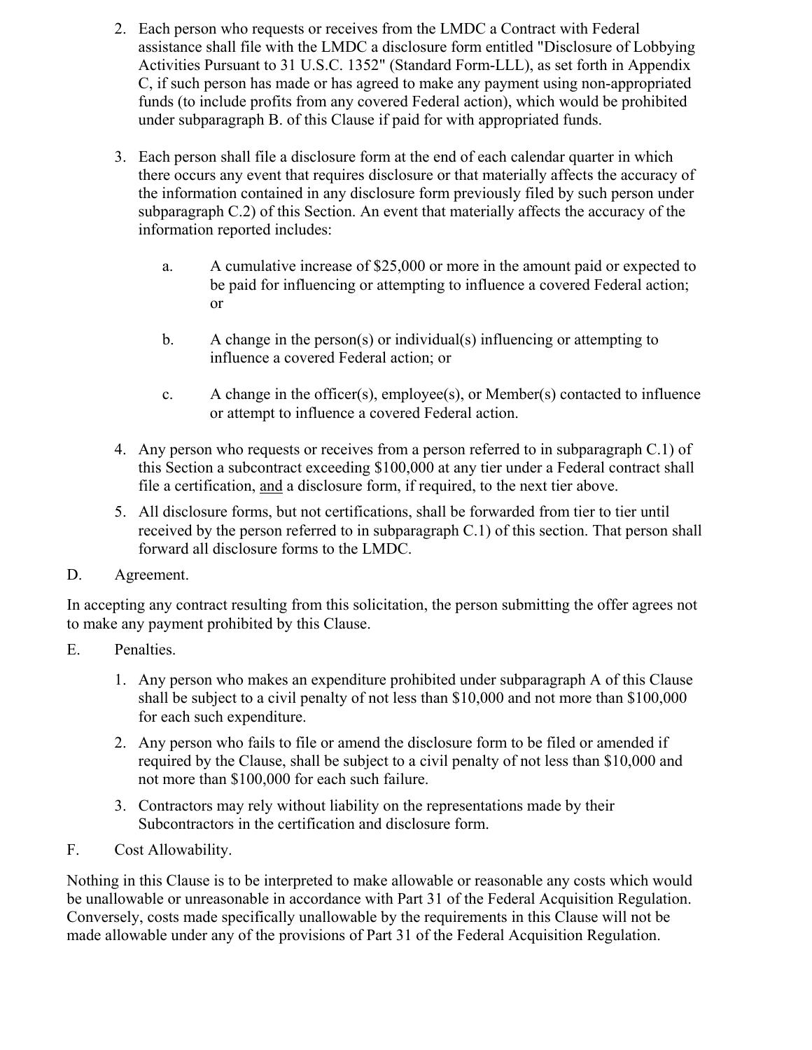2. Each person who requests or receives from the LMDC a Contract with Federal assistance shall file with the LMDC a disclosure form entitled "Disclosure of Lobbying Activities Pursuant to 31 U.S.C. 1352" (Standard Form-LLL), as set forth in Appendix C, if such person has made or has agreed to make any payment using non-appropriated funds (to include profits from any covered Federal action), which would be prohibited under subparagraph B. of this Clause if paid for with appropriated funds.

3. Each person shall file a disclosure form at the end of each calendar quarter in which there occurs any event that requires disclosure or that materially affects the accuracy of the information contained in any disclosure form previously filed by such person under subparagraph C.2) of this Section. An event that materially affects the accuracy of the information reported includes:

   a. A cumulative increase of $25,000 or more in the amount paid or expected to be paid for influencing or attempting to influence a covered Federal action; or

   b. A change in the person(s) or individual(s) influencing or attempting to influence a covered Federal action; or

   c. A change in the officer(s), employee(s), or Member(s) contacted to influence or attempt to influence a covered Federal action.

4. Any person who requests or receives from a person referred to in subparagraph C.1) of this Section a subcontract exceeding $100,000 at any tier under a Federal contract shall file a certification, <u>and</u> a disclosure form, if required, to the next tier above.

5. All disclosure forms, but not certifications, shall be forwarded from tier to tier until received by the person referred to in subparagraph C.1) of this section. That person shall forward all disclosure forms to the LMDC.

D. Agreement.

In accepting any contract resulting from this solicitation, the person submitting the offer agrees not to make any payment prohibited by this Clause.

E. Penalties.

1. Any person who makes an expenditure prohibited under subparagraph A of this Clause shall be subject to a civil penalty of not less than $10,000 and not more than $100,000 for each such expenditure.

2. Any person who fails to file or amend the disclosure form to be filed or amended if required by the Clause, shall be subject to a civil penalty of not less than $10,000 and not more than $100,000 for each such failure.

3. Contractors may rely without liability on the representations made by their Subcontractors in the certification and disclosure form.

F. Cost Allowability.

Nothing in this Clause is to be interpreted to make allowable or reasonable any costs which would be unallowable or unreasonable in accordance with Part 31 of the Federal Acquisition Regulation. Conversely, costs made specifically unallowable by the requirements in this Clause will not be made allowable under any of the provisions of Part 31 of the Federal Acquisition Regulation.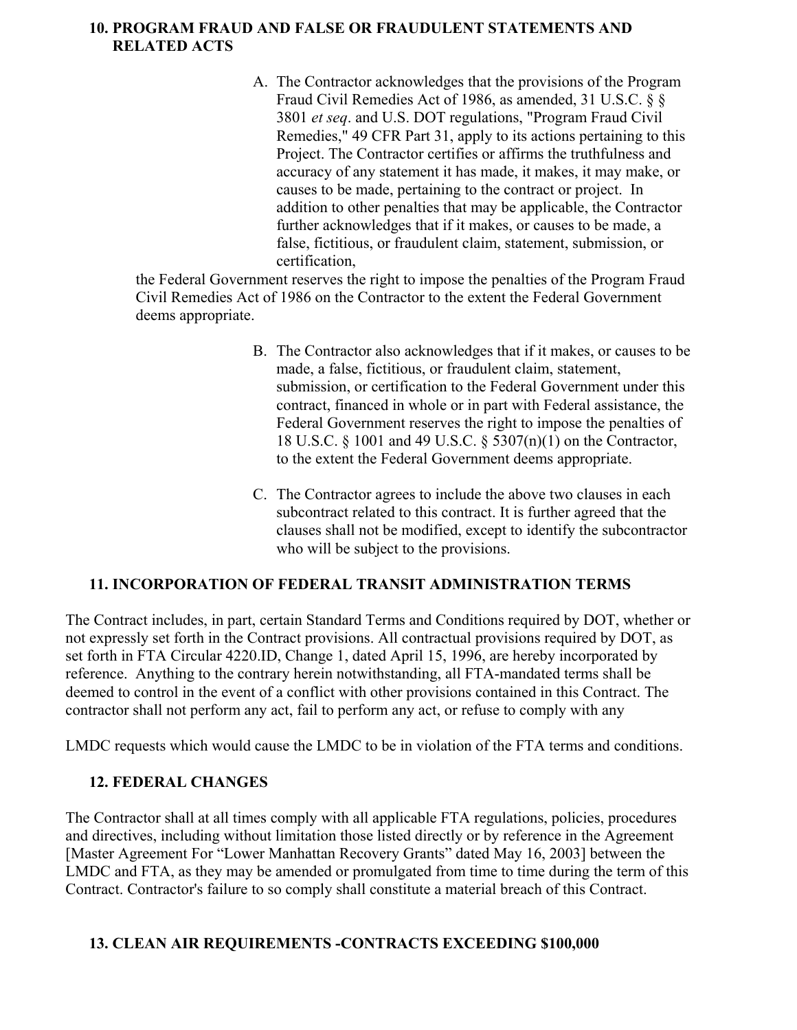## 10. PROGRAM FRAUD AND FALSE OR FRAUDULENT STATEMENTS AND RELATED ACTS

A. The Contractor acknowledges that the provisions of the Program Fraud Civil Remedies Act of 1986, as amended, 31 U.S.C. § § 3801 *et seq*. and U.S. DOT regulations, "Program Fraud Civil Remedies," 49 CFR Part 31, apply to its actions pertaining to this Project. The Contractor certifies or affirms the truthfulness and accuracy of any statement it has made, it makes, it may make, or causes to be made, pertaining to the contract or project. In addition to other penalties that may be applicable, the Contractor further acknowledges that if it makes, or causes to be made, a false, fictitious, or fraudulent claim, statement, submission, or certification,

the Federal Government reserves the right to impose the penalties of the Program Fraud Civil Remedies Act of 1986 on the Contractor to the extent the Federal Government deems appropriate.

B. The Contractor also acknowledges that if it makes, or causes to be made, a false, fictitious, or fraudulent claim, statement, submission, or certification to the Federal Government under this contract, financed in whole or in part with Federal assistance, the Federal Government reserves the right to impose the penalties of 18 U.S.C. § 1001 and 49 U.S.C. § 5307(n)(1) on the Contractor, to the extent the Federal Government deems appropriate.

C. The Contractor agrees to include the above two clauses in each subcontract related to this contract. It is further agreed that the clauses shall not be modified, except to identify the subcontractor who will be subject to the provisions.

## 11. INCORPORATION OF FEDERAL TRANSIT ADMINISTRATION TERMS

The Contract includes, in part, certain Standard Terms and Conditions required by DOT, whether or not expressly set forth in the Contract provisions. All contractual provisions required by DOT, as set forth in FTA Circular 4220.ID, Change 1, dated April 15, 1996, are hereby incorporated by reference. Anything to the contrary herein notwithstanding, all FTA-mandated terms shall be deemed to control in the event of a conflict with other provisions contained in this Contract. The contractor shall not perform any act, fail to perform any act, or refuse to comply with any

LMDC requests which would cause the LMDC to be in violation of the FTA terms and conditions.

## 12. FEDERAL CHANGES

The Contractor shall at all times comply with all applicable FTA regulations, policies, procedures and directives, including without limitation those listed directly or by reference in the Agreement [Master Agreement For "Lower Manhattan Recovery Grants" dated May 16, 2003] between the LMDC and FTA, as they may be amended or promulgated from time to time during the term of this Contract. Contractor's failure to so comply shall constitute a material breach of this Contract.

## 13. CLEAN AIR REQUIREMENTS -CONTRACTS EXCEEDING $100,000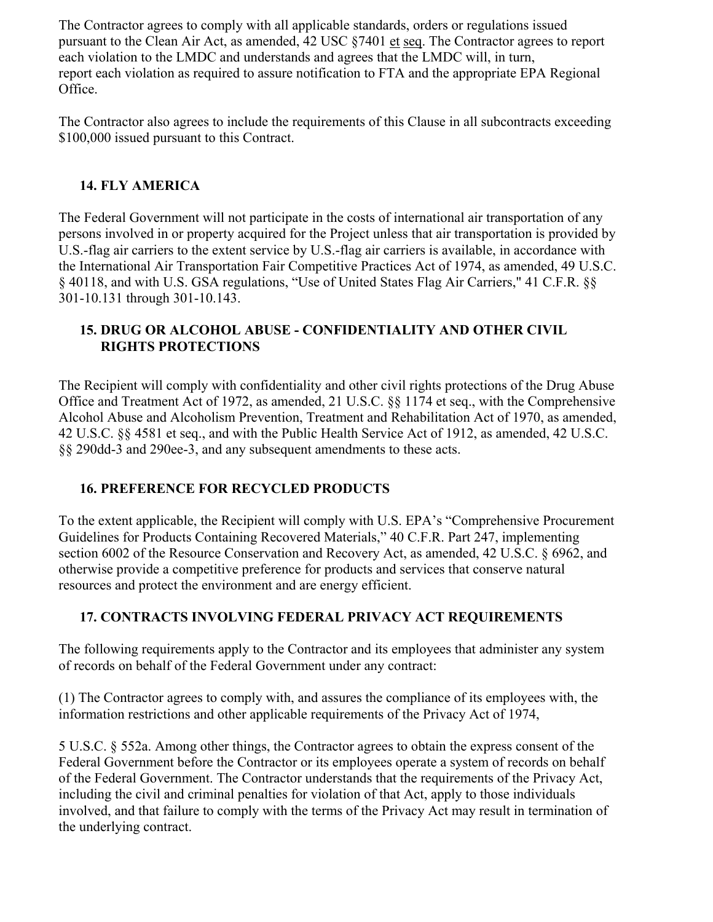The Contractor agrees to comply with all applicable standards, orders or regulations issued pursuant to the Clean Air Act, as amended, 42 USC §7401 et seq. The Contractor agrees to report each violation to the LMDC and understands and agrees that the LMDC will, in turn, report each violation as required to assure notification to FTA and the appropriate EPA Regional Office.

The Contractor also agrees to include the requirements of this Clause in all subcontracts exceeding $100,000 issued pursuant to this Contract.

### 14. FLY AMERICA

The Federal Government will not participate in the costs of international air transportation of any persons involved in or property acquired for the Project unless that air transportation is provided by U.S.-flag air carriers to the extent service by U.S.-flag air carriers is available, in accordance with the International Air Transportation Fair Competitive Practices Act of 1974, as amended, 49 U.S.C. § 40118, and with U.S. GSA regulations, "Use of United States Flag Air Carriers," 41 C.F.R. §§ 301-10.131 through 301-10.143.

### 15. DRUG OR ALCOHOL ABUSE - CONFIDENTIALITY AND OTHER CIVIL RIGHTS PROTECTIONS

The Recipient will comply with confidentiality and other civil rights protections of the Drug Abuse Office and Treatment Act of 1972, as amended, 21 U.S.C. §§ 1174 et seq., with the Comprehensive Alcohol Abuse and Alcoholism Prevention, Treatment and Rehabilitation Act of 1970, as amended, 42 U.S.C. §§ 4581 et seq., and with the Public Health Service Act of 1912, as amended, 42 U.S.C. §§ 290dd-3 and 290ee-3, and any subsequent amendments to these acts.

### 16. PREFERENCE FOR RECYCLED PRODUCTS

To the extent applicable, the Recipient will comply with U.S. EPA's "Comprehensive Procurement Guidelines for Products Containing Recovered Materials," 40 C.F.R. Part 247, implementing section 6002 of the Resource Conservation and Recovery Act, as amended, 42 U.S.C. § 6962, and otherwise provide a competitive preference for products and services that conserve natural resources and protect the environment and are energy efficient.

### 17. CONTRACTS INVOLVING FEDERAL PRIVACY ACT REQUIREMENTS

The following requirements apply to the Contractor and its employees that administer any system of records on behalf of the Federal Government under any contract:

(1) The Contractor agrees to comply with, and assures the compliance of its employees with, the information restrictions and other applicable requirements of the Privacy Act of 1974,

5 U.S.C. § 552a. Among other things, the Contractor agrees to obtain the express consent of the Federal Government before the Contractor or its employees operate a system of records on behalf of the Federal Government. The Contractor understands that the requirements of the Privacy Act, including the civil and criminal penalties for violation of that Act, apply to those individuals involved, and that failure to comply with the terms of the Privacy Act may result in termination of the underlying contract.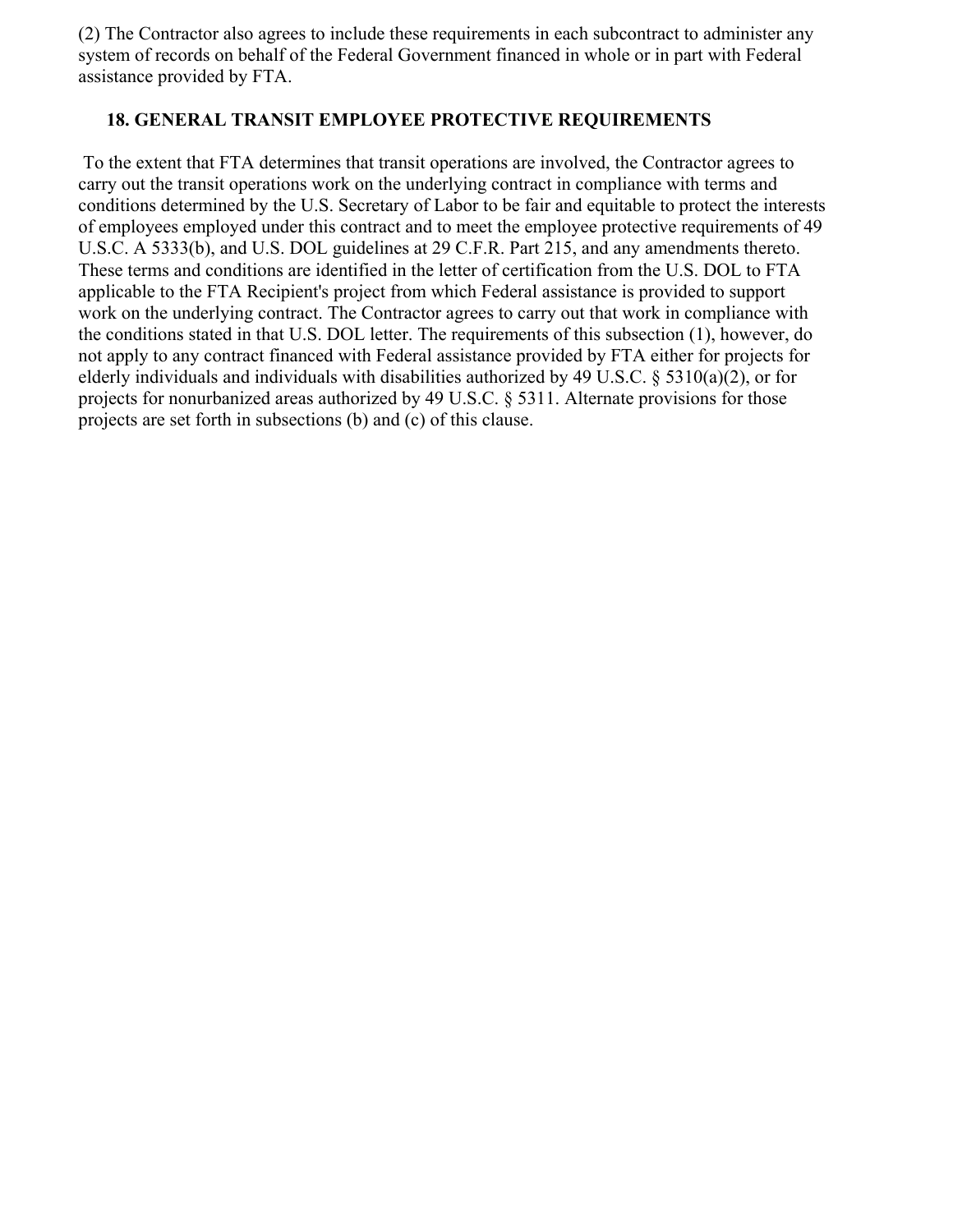(2) The Contractor also agrees to include these requirements in each subcontract to administer any system of records on behalf of the Federal Government financed in whole or in part with Federal assistance provided by FTA.

## 18. GENERAL TRANSIT EMPLOYEE PROTECTIVE REQUIREMENTS

To the extent that FTA determines that transit operations are involved, the Contractor agrees to carry out the transit operations work on the underlying contract in compliance with terms and conditions determined by the U.S. Secretary of Labor to be fair and equitable to protect the interests of employees employed under this contract and to meet the employee protective requirements of 49 U.S.C. A 5333(b), and U.S. DOL guidelines at 29 C.F.R. Part 215, and any amendments thereto. These terms and conditions are identified in the letter of certification from the U.S. DOL to FTA applicable to the FTA Recipient's project from which Federal assistance is provided to support work on the underlying contract. The Contractor agrees to carry out that work in compliance with the conditions stated in that U.S. DOL letter. The requirements of this subsection (1), however, do not apply to any contract financed with Federal assistance provided by FTA either for projects for elderly individuals and individuals with disabilities authorized by 49 U.S.C. § 5310(a)(2), or for projects for nonurbanized areas authorized by 49 U.S.C. § 5311. Alternate provisions for those projects are set forth in subsections (b) and (c) of this clause.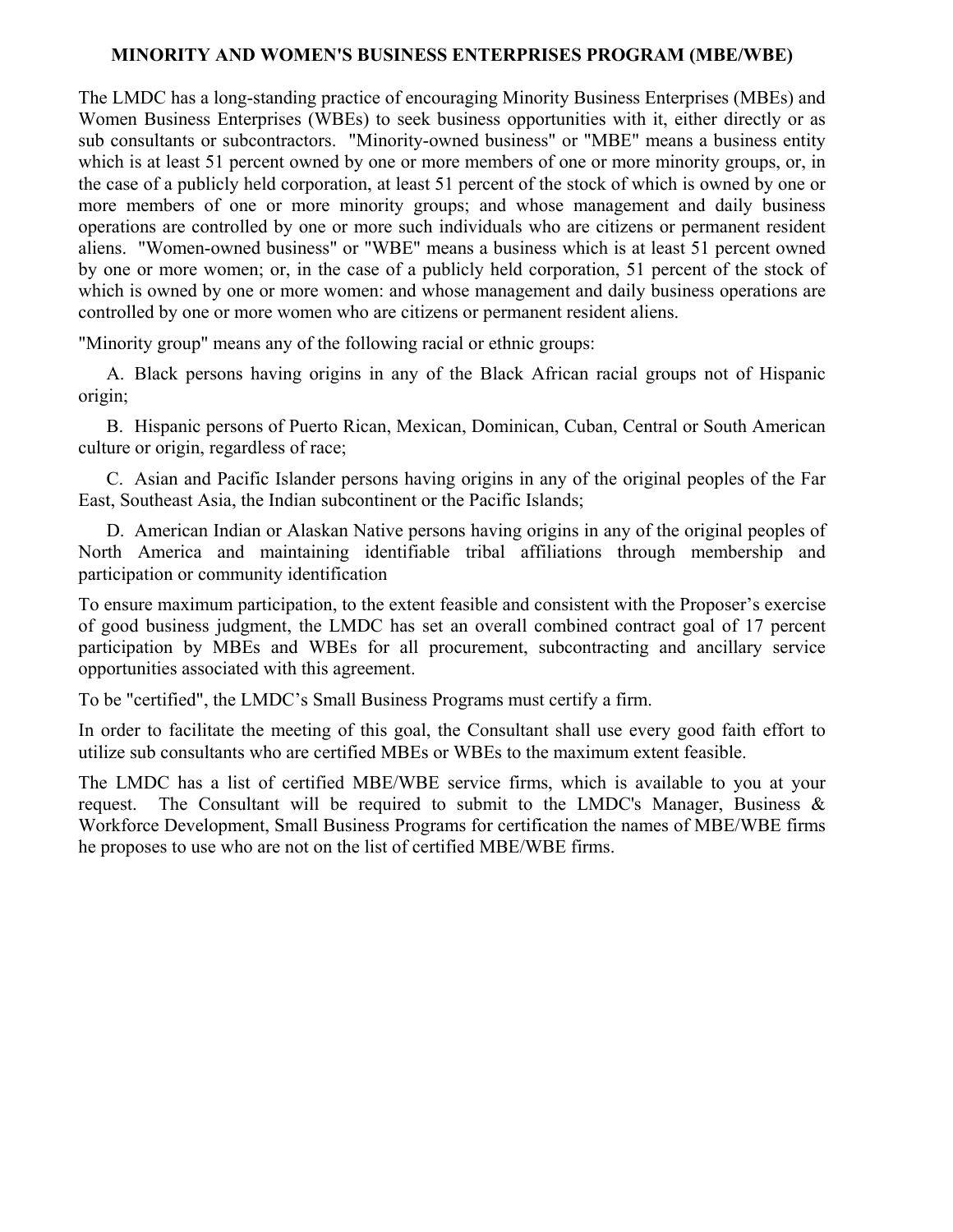## MINORITY AND WOMEN'S BUSINESS ENTERPRISES PROGRAM (MBE/WBE)

The LMDC has a long-standing practice of encouraging Minority Business Enterprises (MBEs) and Women Business Enterprises (WBEs) to seek business opportunities with it, either directly or as sub consultants or subcontractors. "Minority-owned business" or "MBE" means a business entity which is at least 51 percent owned by one or more members of one or more minority groups, or, in the case of a publicly held corporation, at least 51 percent of the stock of which is owned by one or more members of one or more minority groups; and whose management and daily business operations are controlled by one or more such individuals who are citizens or permanent resident aliens. "Women-owned business" or "WBE" means a business which is at least 51 percent owned by one or more women; or, in the case of a publicly held corporation, 51 percent of the stock of which is owned by one or more women: and whose management and daily business operations are controlled by one or more women who are citizens or permanent resident aliens.

"Minority group" means any of the following racial or ethnic groups:

A. Black persons having origins in any of the Black African racial groups not of Hispanic origin;

B. Hispanic persons of Puerto Rican, Mexican, Dominican, Cuban, Central or South American culture or origin, regardless of race;

C. Asian and Pacific Islander persons having origins in any of the original peoples of the Far East, Southeast Asia, the Indian subcontinent or the Pacific Islands;

D. American Indian or Alaskan Native persons having origins in any of the original peoples of North America and maintaining identifiable tribal affiliations through membership and participation or community identification

To ensure maximum participation, to the extent feasible and consistent with the Proposer's exercise of good business judgment, the LMDC has set an overall combined contract goal of 17 percent participation by MBEs and WBEs for all procurement, subcontracting and ancillary service opportunities associated with this agreement.

To be "certified", the LMDC's Small Business Programs must certify a firm.

In order to facilitate the meeting of this goal, the Consultant shall use every good faith effort to utilize sub consultants who are certified MBEs or WBEs to the maximum extent feasible.

The LMDC has a list of certified MBE/WBE service firms, which is available to you at your request. The Consultant will be required to submit to the LMDC's Manager, Business & Workforce Development, Small Business Programs for certification the names of MBE/WBE firms he proposes to use who are not on the list of certified MBE/WBE firms.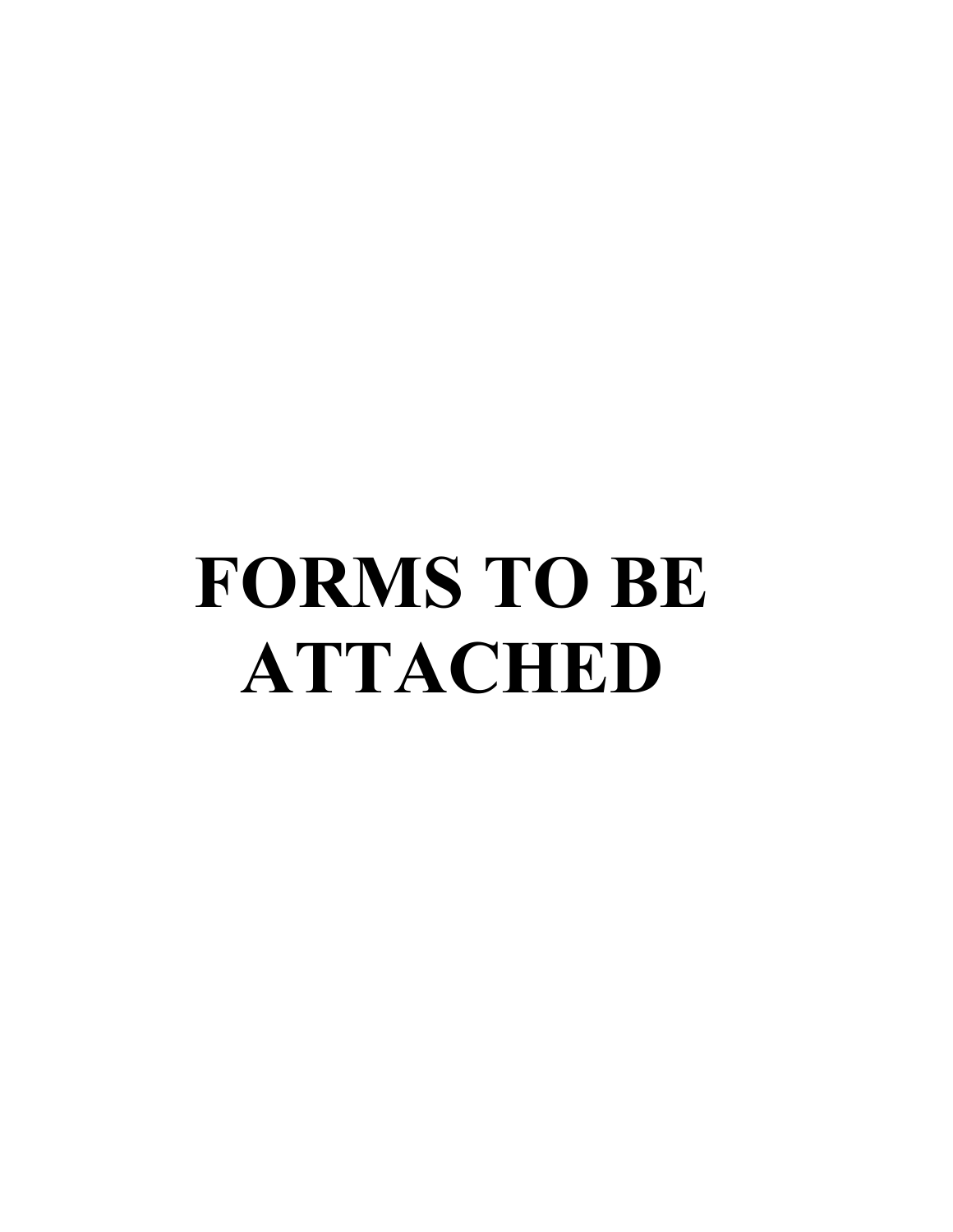# FORMS TO BE ATTACHED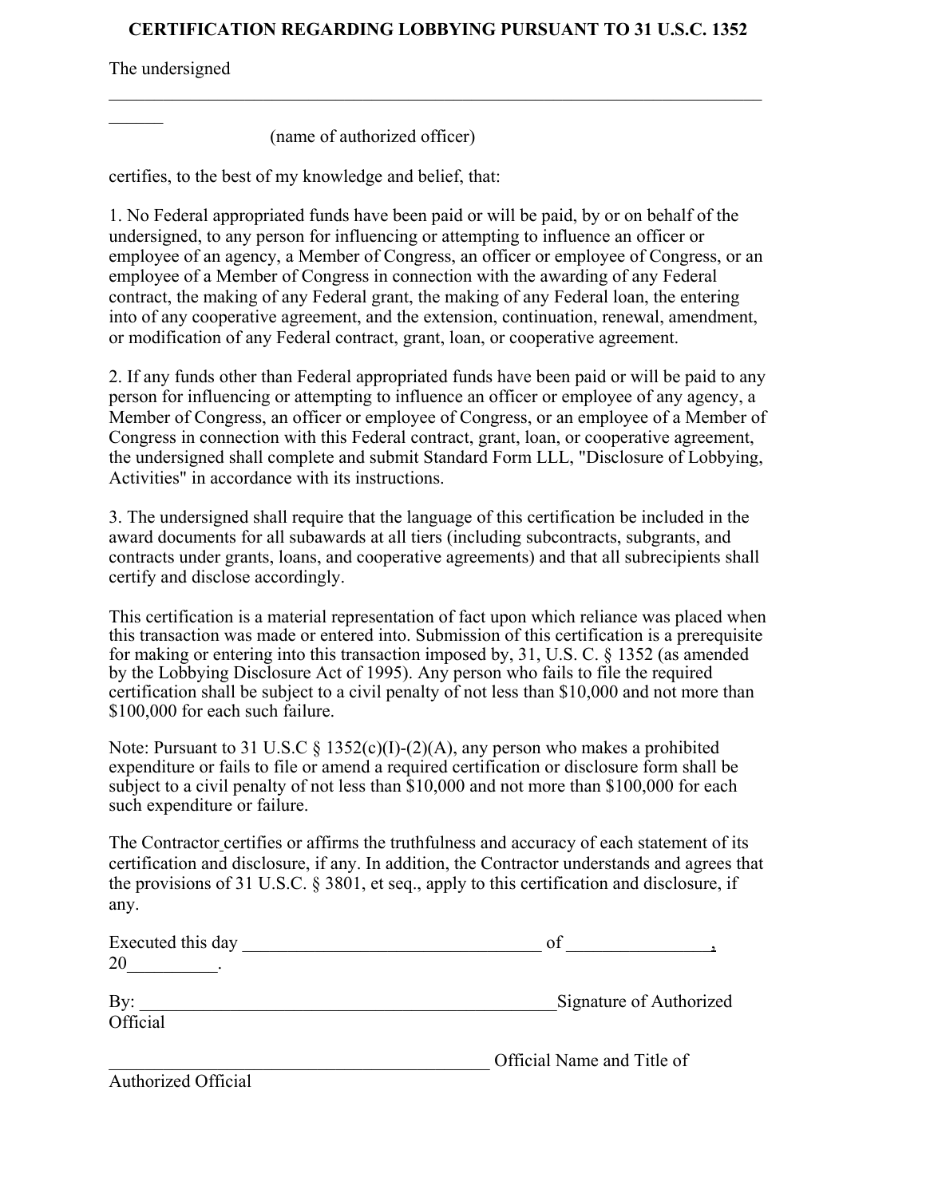## CERTIFICATION REGARDING LOBBYING PURSUANT TO 31 U.S.C. 1352

The undersigned ______________________________________________________________________________

(name of authorized officer)

certifies, to the best of my knowledge and belief, that:

1. No Federal appropriated funds have been paid or will be paid, by or on behalf of the undersigned, to any person for influencing or attempting to influence an officer or employee of an agency, a Member of Congress, an officer or employee of Congress, or an employee of a Member of Congress in connection with the awarding of any Federal contract, the making of any Federal grant, the making of any Federal loan, the entering into of any cooperative agreement, and the extension, continuation, renewal, amendment, or modification of any Federal contract, grant, loan, or cooperative agreement.

2. If any funds other than Federal appropriated funds have been paid or will be paid to any person for influencing or attempting to influence an officer or employee of any agency, a Member of Congress, an officer or employee of Congress, or an employee of a Member of Congress in connection with this Federal contract, grant, loan, or cooperative agreement, the undersigned shall complete and submit Standard Form LLL, "Disclosure of Lobbying, Activities" in accordance with its instructions.

3. The undersigned shall require that the language of this certification be included in the award documents for all subawards at all tiers (including subcontracts, subgrants, and contracts under grants, loans, and cooperative agreements) and that all subrecipients shall certify and disclose accordingly.

This certification is a material representation of fact upon which reliance was placed when this transaction was made or entered into. Submission of this certification is a prerequisite for making or entering into this transaction imposed by, 31, U.S. C. § 1352 (as amended by the Lobbying Disclosure Act of 1995). Any person who fails to file the required certification shall be subject to a civil penalty of not less than $10,000 and not more than $100,000 for each such failure.

Note: Pursuant to 31 U.S.C § 1352(c)(I)-(2)(A), any person who makes a prohibited expenditure or fails to file or amend a required certification or disclosure form shall be subject to a civil penalty of not less than $10,000 and not more than $100,000 for each such expenditure or failure.

The Contractor certifies or affirms the truthfulness and accuracy of each statement of its certification and disclosure, if any. In addition, the Contractor understands and agrees that the provisions of 31 U.S.C. § 3801, et seq., apply to this certification and disclosure, if any.

Executed this day _________________________________ of _______________, 20__________.

By: _______________________________________________Signature of Authorized Official

__________________________________________ Official Name and Title of Authorized Official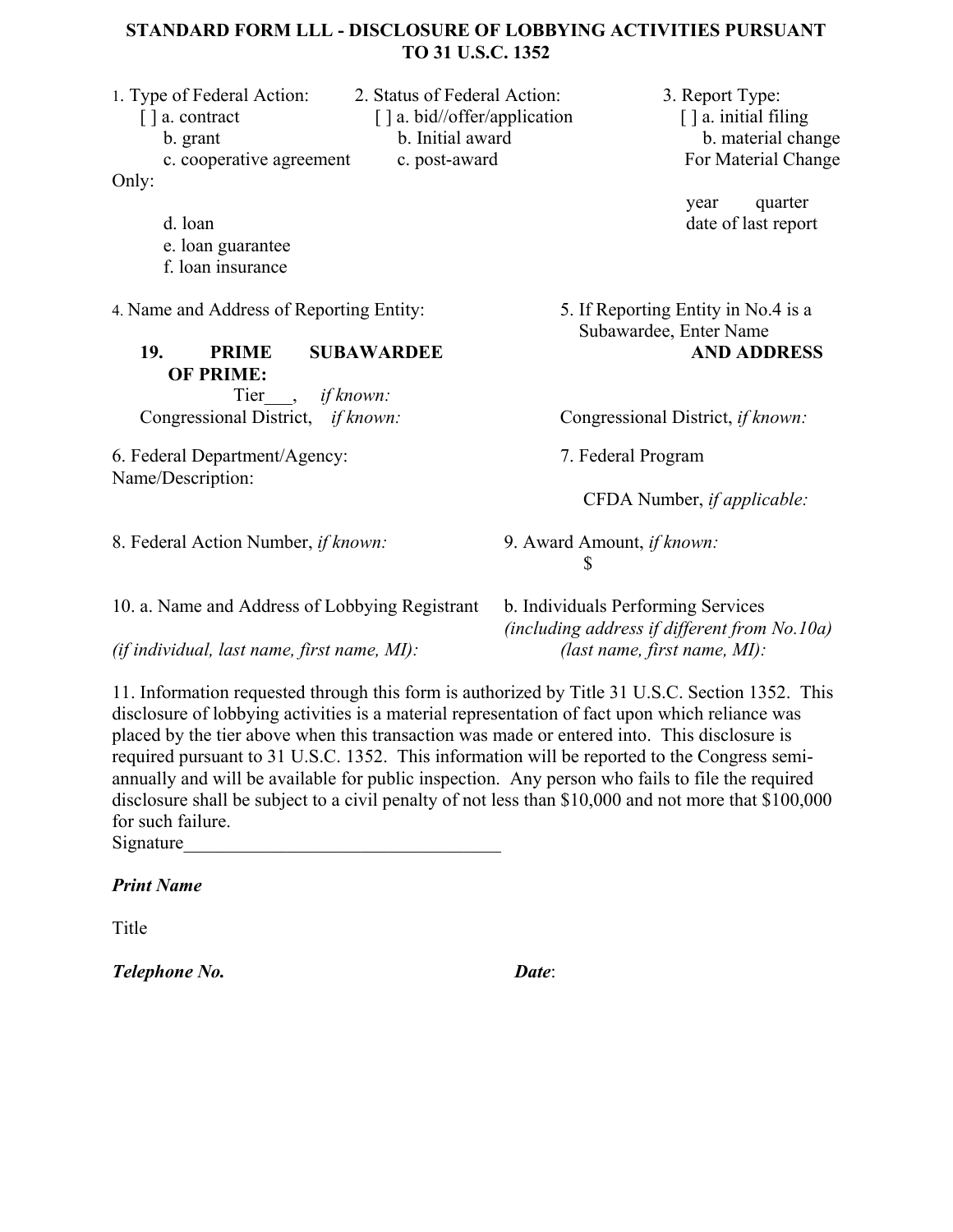# STANDARD FORM LLL - DISCLOSURE OF LOBBYING ACTIVITIES PURSUANT TO 31 U.S.C. 1352

1. Type of Federal Action:
   - [ ] a. contract
   - b. grant
   - c. cooperative agreement
   - d. loan
   - e. loan guarantee
   - f. loan insurance

2. Status of Federal Action:
   - [ ] a. bid//offer/application
   - b. Initial award
   - c. post-award

3. Report Type:
   - [ ] a. initial filing
   - b. material change

   For Material Change Only:

   year quarter

   date of last report

4. Name and Address of Reporting Entity:

   **19. PRIME SUBAWARDEE OF PRIME:**

   Tier___, *if known:*

   Congressional District, *if known:*

5. If Reporting Entity in No.4 is a Subawardee, Enter Name **AND ADDRESS**

   Congressional District, *if known:*

6. Federal Department/Agency:

7. Federal Program Name/Description:

   CFDA Number, *if applicable:*

8. Federal Action Number, *if known:*

9. Award Amount, *if known:*

   $

10. a. Name and Address of Lobbying Registrant *(if individual, last name, first name, MI):*

    b. Individuals Performing Services *(including address if different from No.10a) (last name, first name, MI):*

11. Information requested through this form is authorized by Title 31 U.S.C. Section 1352. This disclosure of lobbying activities is a material representation of fact upon which reliance was placed by the tier above when this transaction was made or entered into. This disclosure is required pursuant to 31 U.S.C. 1352. This information will be reported to the Congress semi-annually and will be available for public inspection. Any person who fails to file the required disclosure shall be subject to a civil penalty of not less than $10,000 and not more that $100,000 for such failure.

Signature__________________________________

***Print Name***

Title

***Telephone No.*** ***Date***: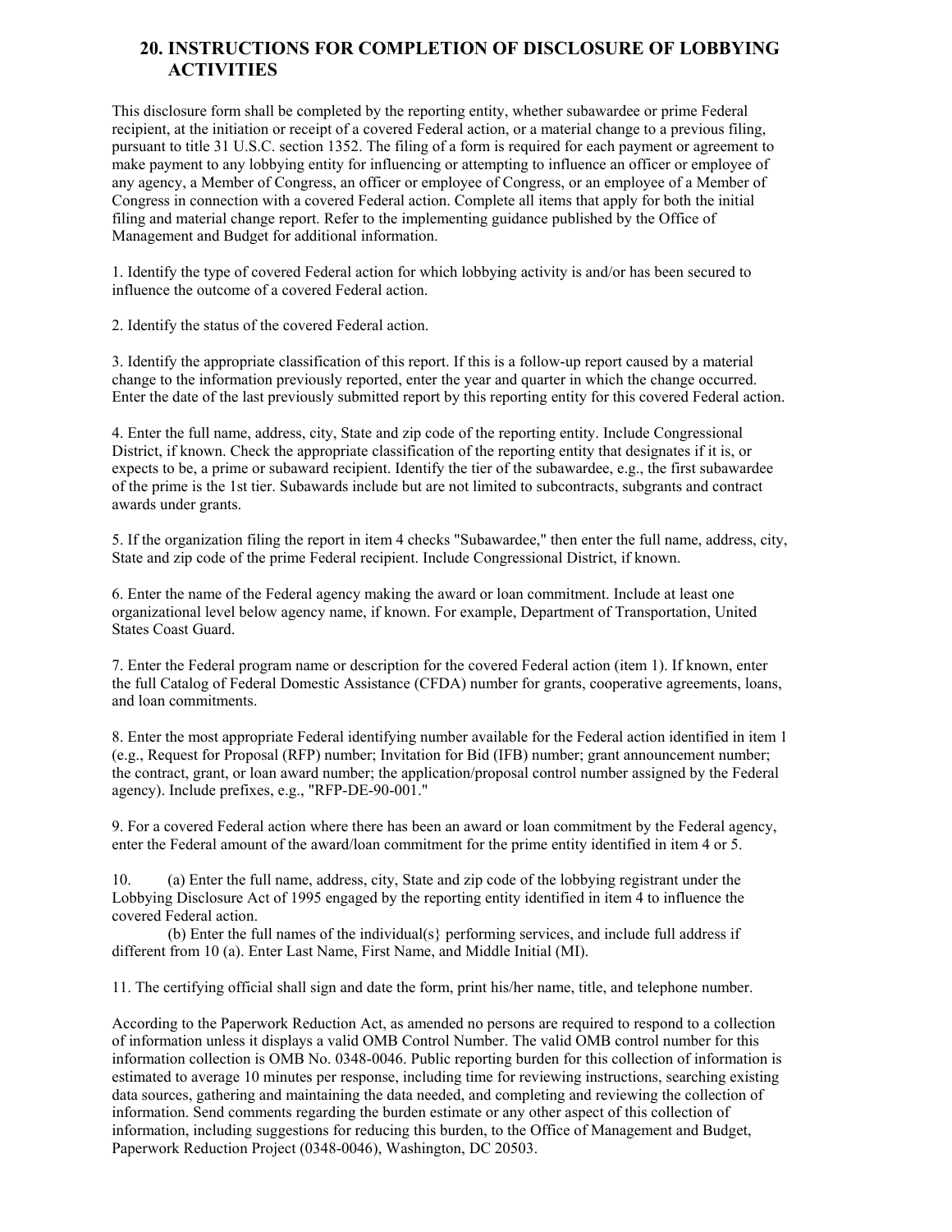## 20. INSTRUCTIONS FOR COMPLETION OF DISCLOSURE OF LOBBYING ACTIVITIES

This disclosure form shall be completed by the reporting entity, whether subawardee or prime Federal recipient, at the initiation or receipt of a covered Federal action, or a material change to a previous filing, pursuant to title 31 U.S.C. section 1352. The filing of a form is required for each payment or agreement to make payment to any lobbying entity for influencing or attempting to influence an officer or employee of any agency, a Member of Congress, an officer or employee of Congress, or an employee of a Member of Congress in connection with a covered Federal action. Complete all items that apply for both the initial filing and material change report. Refer to the implementing guidance published by the Office of Management and Budget for additional information.

1. Identify the type of covered Federal action for which lobbying activity is and/or has been secured to influence the outcome of a covered Federal action.

2. Identify the status of the covered Federal action.

3. Identify the appropriate classification of this report. If this is a follow-up report caused by a material change to the information previously reported, enter the year and quarter in which the change occurred. Enter the date of the last previously submitted report by this reporting entity for this covered Federal action.

4. Enter the full name, address, city, State and zip code of the reporting entity. Include Congressional District, if known. Check the appropriate classification of the reporting entity that designates if it is, or expects to be, a prime or subaward recipient. Identify the tier of the subawardee, e.g., the first subawardee of the prime is the 1st tier. Subawards include but are not limited to subcontracts, subgrants and contract awards under grants.

5. If the organization filing the report in item 4 checks "Subawardee," then enter the full name, address, city, State and zip code of the prime Federal recipient. Include Congressional District, if known.

6. Enter the name of the Federal agency making the award or loan commitment. Include at least one organizational level below agency name, if known. For example, Department of Transportation, United States Coast Guard.

7. Enter the Federal program name or description for the covered Federal action (item 1). If known, enter the full Catalog of Federal Domestic Assistance (CFDA) number for grants, cooperative agreements, loans, and loan commitments.

8. Enter the most appropriate Federal identifying number available for the Federal action identified in item 1 (e.g., Request for Proposal (RFP) number; Invitation for Bid (IFB) number; grant announcement number; the contract, grant, or loan award number; the application/proposal control number assigned by the Federal agency). Include prefixes, e.g., "RFP-DE-90-001."

9. For a covered Federal action where there has been an award or loan commitment by the Federal agency, enter the Federal amount of the award/loan commitment for the prime entity identified in item 4 or 5.

10. (a) Enter the full name, address, city, State and zip code of the lobbying registrant under the Lobbying Disclosure Act of 1995 engaged by the reporting entity identified in item 4 to influence the covered Federal action.

    (b) Enter the full names of the individual(s} performing services, and include full address if different from 10 (a). Enter Last Name, First Name, and Middle Initial (MI).

11. The certifying official shall sign and date the form, print his/her name, title, and telephone number.

According to the Paperwork Reduction Act, as amended no persons are required to respond to a collection of information unless it displays a valid OMB Control Number. The valid OMB control number for this information collection is OMB No. 0348-0046. Public reporting burden for this collection of information is estimated to average 10 minutes per response, including time for reviewing instructions, searching existing data sources, gathering and maintaining the data needed, and completing and reviewing the collection of information. Send comments regarding the burden estimate or any other aspect of this collection of information, including suggestions for reducing this burden, to the Office of Management and Budget, Paperwork Reduction Project (0348-0046), Washington, DC 20503.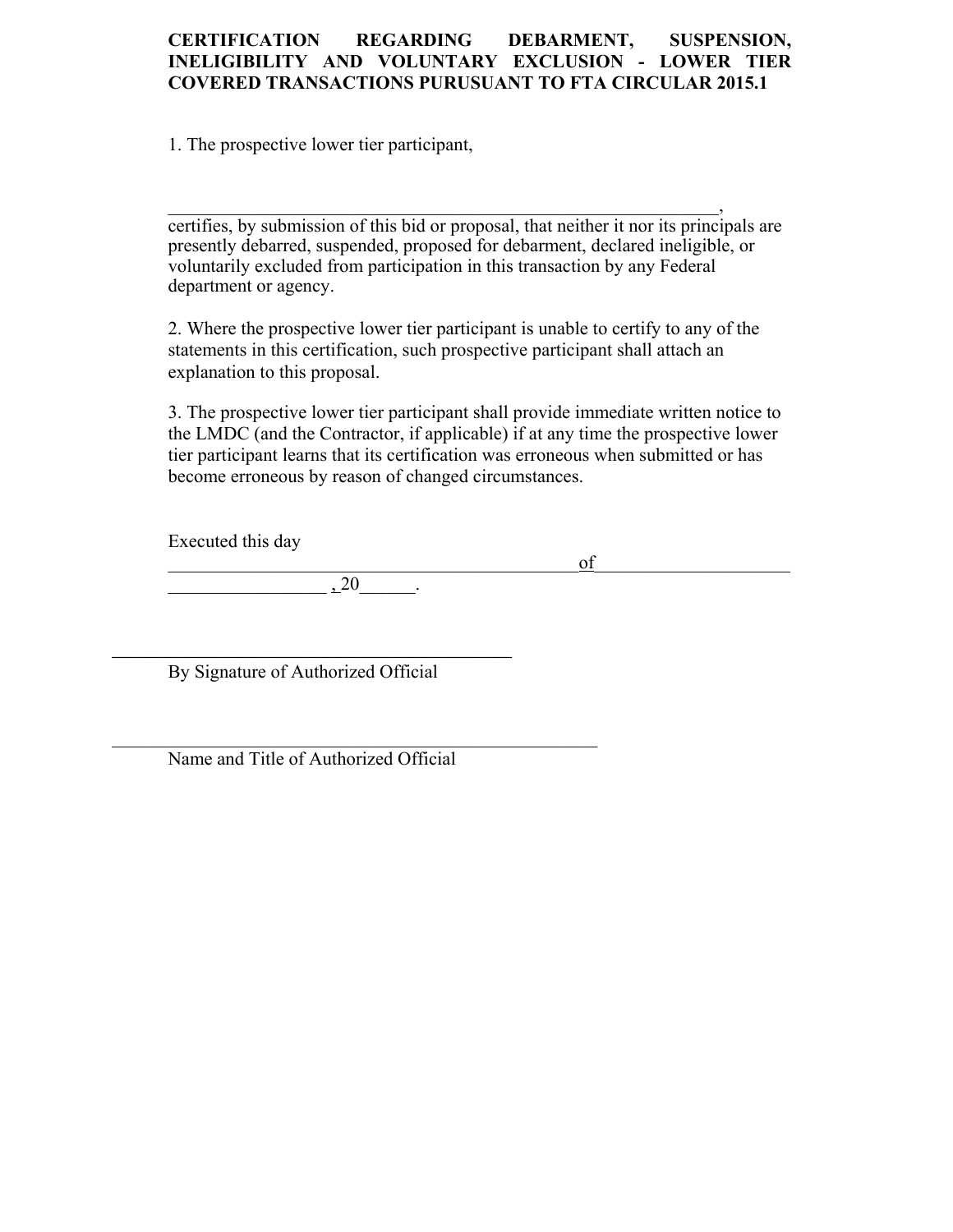**CERTIFICATION REGARDING DEBARMENT, SUSPENSION, INELIGIBILITY AND VOLUNTARY EXCLUSION - LOWER TIER COVERED TRANSACTIONS PURUSUANT TO FTA CIRCULAR 2015.1**

1. The prospective lower tier participant,

____________________________________________________________,
certifies, by submission of this bid or proposal, that neither it nor its principals are presently debarred, suspended, proposed for debarment, declared ineligible, or voluntarily excluded from participation in this transaction by any Federal department or agency.

2. Where the prospective lower tier participant is unable to certify to any of the statements in this certification, such prospective participant shall attach an explanation to this proposal.

3. The prospective lower tier participant shall provide immediate written notice to the LMDC (and the Contractor, if applicable) if at any time the prospective lower tier participant learns that its certification was erroneous when submitted or has become erroneous by reason of changed circumstances.

Executed this day
_____________________________________________of____________________
_________________ , 20______.

_____________________________________________
By Signature of Authorized Official

______________________________________________________
Name and Title of Authorized Official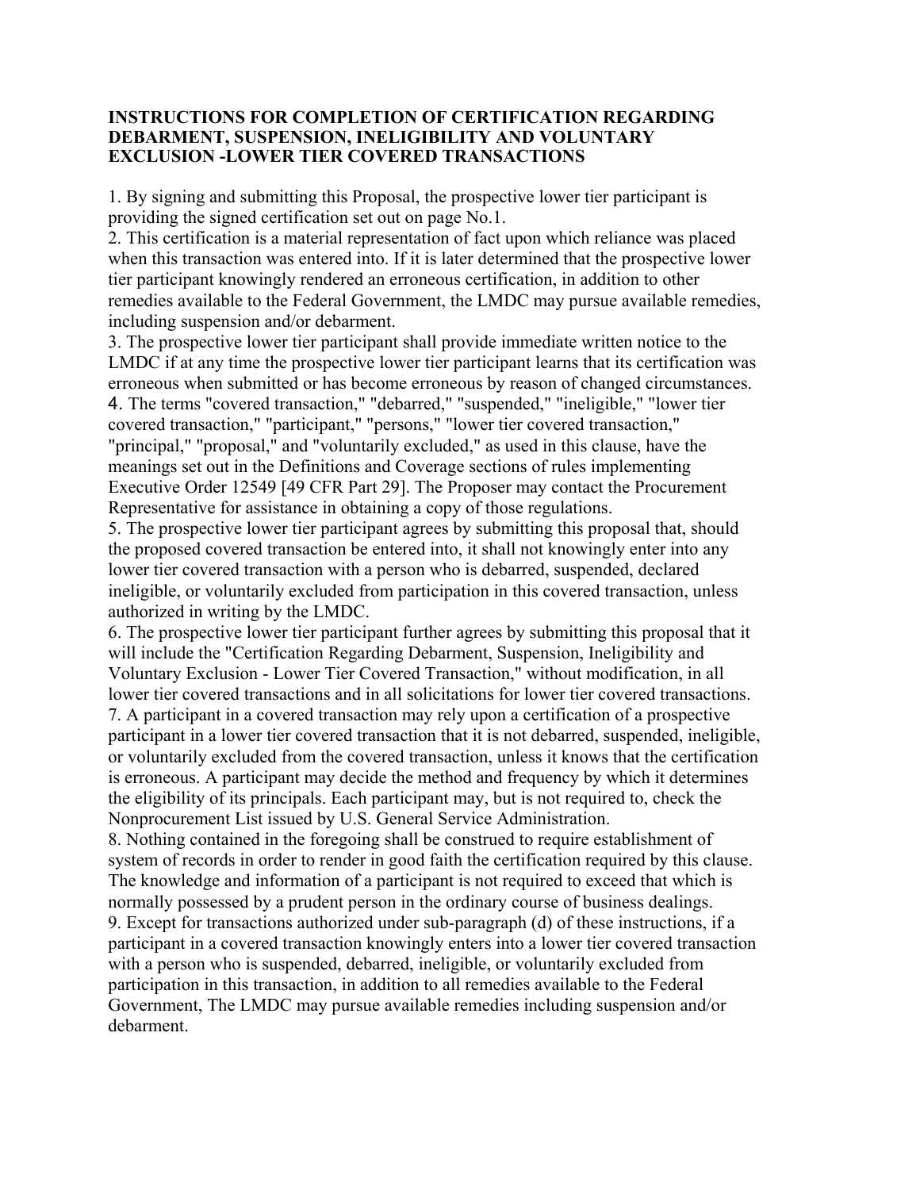**INSTRUCTIONS FOR COMPLETION OF CERTIFICATION REGARDING DEBARMENT, SUSPENSION, INELIGIBILITY AND VOLUNTARY EXCLUSION -LOWER TIER COVERED TRANSACTIONS**

1. By signing and submitting this Proposal, the prospective lower tier participant is providing the signed certification set out on page No.1.
2. This certification is a material representation of fact upon which reliance was placed when this transaction was entered into. If it is later determined that the prospective lower tier participant knowingly rendered an erroneous certification, in addition to other remedies available to the Federal Government, the LMDC may pursue available remedies, including suspension and/or debarment.
3. The prospective lower tier participant shall provide immediate written notice to the LMDC if at any time the prospective lower tier participant learns that its certification was erroneous when submitted or has become erroneous by reason of changed circumstances.
4. The terms "covered transaction," "debarred," "suspended," "ineligible," "lower tier covered transaction," "participant," "persons," "lower tier covered transaction," "principal," "proposal," and "voluntarily excluded," as used in this clause, have the meanings set out in the Definitions and Coverage sections of rules implementing Executive Order 12549 [49 CFR Part 29]. The Proposer may contact the Procurement Representative for assistance in obtaining a copy of those regulations.
5. The prospective lower tier participant agrees by submitting this proposal that, should the proposed covered transaction be entered into, it shall not knowingly enter into any lower tier covered transaction with a person who is debarred, suspended, declared ineligible, or voluntarily excluded from participation in this covered transaction, unless authorized in writing by the LMDC.
6. The prospective lower tier participant further agrees by submitting this proposal that it will include the "Certification Regarding Debarment, Suspension, Ineligibility and Voluntary Exclusion - Lower Tier Covered Transaction," without modification, in all lower tier covered transactions and in all solicitations for lower tier covered transactions.
7. A participant in a covered transaction may rely upon a certification of a prospective participant in a lower tier covered transaction that it is not debarred, suspended, ineligible, or voluntarily excluded from the covered transaction, unless it knows that the certification is erroneous. A participant may decide the method and frequency by which it determines the eligibility of its principals. Each participant may, but is not required to, check the Nonprocurement List issued by U.S. General Service Administration.
8. Nothing contained in the foregoing shall be construed to require establishment of system of records in order to render in good faith the certification required by this clause. The knowledge and information of a participant is not required to exceed that which is normally possessed by a prudent person in the ordinary course of business dealings.
9. Except for transactions authorized under sub-paragraph (d) of these instructions, if a participant in a covered transaction knowingly enters into a lower tier covered transaction with a person who is suspended, debarred, ineligible, or voluntarily excluded from participation in this transaction, in addition to all remedies available to the Federal Government, The LMDC may pursue available remedies including suspension and/or debarment.